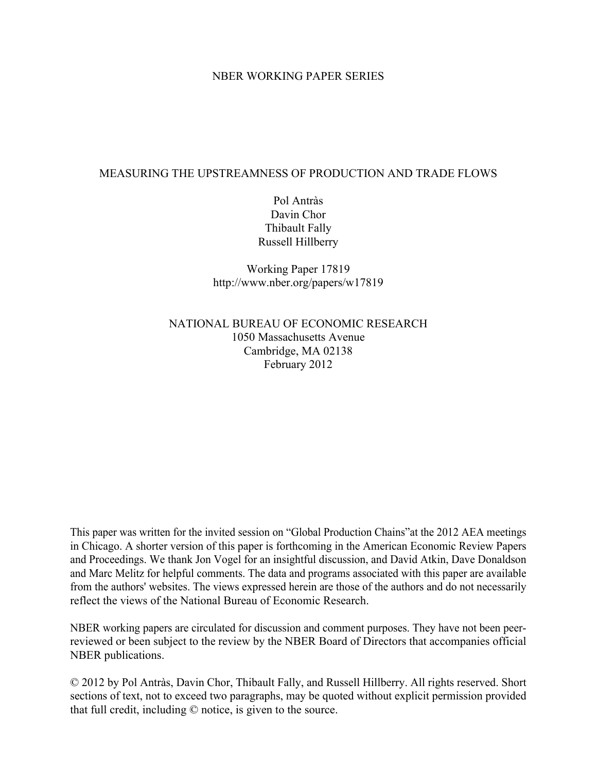NBER WORKING PAPER SERIES

# MEASURING THE UPSTREAMNESS OF PRODUCTION AND TRADE FLOWS

Pol Antràs
Davin Chor
Thibault Fally
Russell Hillberry

Working Paper 17819
http://www.nber.org/papers/w17819

NATIONAL BUREAU OF ECONOMIC RESEARCH
1050 Massachusetts Avenue
Cambridge, MA 02138
February 2012

This paper was written for the invited session on "Global Production Chains"at the 2012 AEA meetings in Chicago. A shorter version of this paper is forthcoming in the American Economic Review Papers and Proceedings. We thank Jon Vogel for an insightful discussion, and David Atkin, Dave Donaldson and Marc Melitz for helpful comments. The data and programs associated with this paper are available from the authors' websites. The views expressed herein are those of the authors and do not necessarily reflect the views of the National Bureau of Economic Research.

NBER working papers are circulated for discussion and comment purposes. They have not been peer-reviewed or been subject to the review by the NBER Board of Directors that accompanies official NBER publications.

© 2012 by Pol Antràs, Davin Chor, Thibault Fally, and Russell Hillberry. All rights reserved. Short sections of text, not to exceed two paragraphs, may be quoted without explicit permission provided that full credit, including © notice, is given to the source.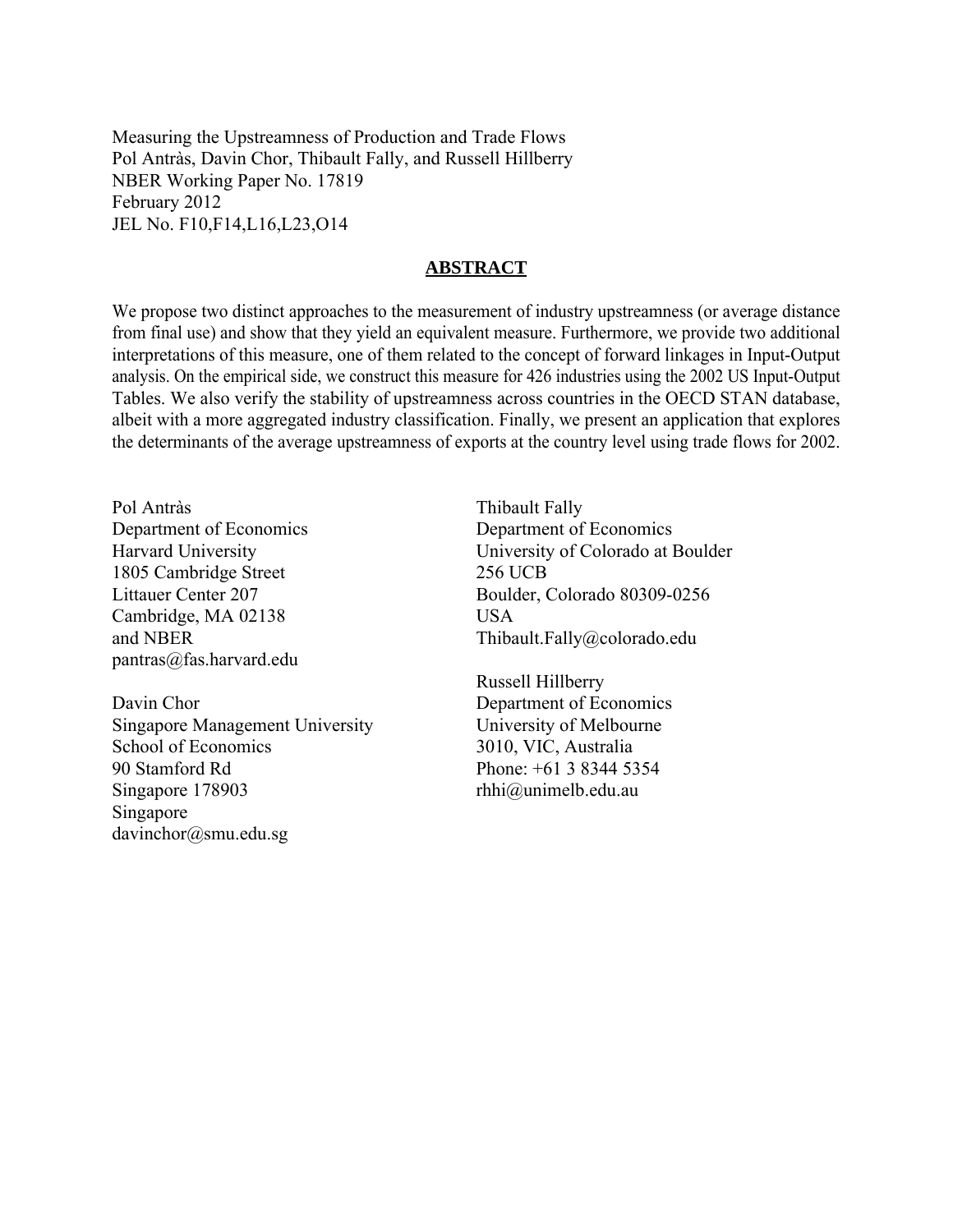Measuring the Upstreamness of Production and Trade Flows
Pol Antràs, Davin Chor, Thibault Fally, and Russell Hillberry
NBER Working Paper No. 17819
February 2012
JEL No. F10,F14,L16,L23,O14

## ABSTRACT

We propose two distinct approaches to the measurement of industry upstreamness (or average distance from final use) and show that they yield an equivalent measure. Furthermore, we provide two additional interpretations of this measure, one of them related to the concept of forward linkages in Input-Output analysis. On the empirical side, we construct this measure for 426 industries using the 2002 US Input-Output Tables. We also verify the stability of upstreamness across countries in the OECD STAN database, albeit with a more aggregated industry classification. Finally, we present an application that explores the determinants of the average upstreamness of exports at the country level using trade flows for 2002.

Pol Antràs
Department of Economics
Harvard University
1805 Cambridge Street
Littauer Center 207
Cambridge, MA 02138
and NBER
pantras@fas.harvard.edu

Davin Chor
Singapore Management University
School of Economics
90 Stamford Rd
Singapore 178903
Singapore
davinchor@smu.edu.sg

Thibault Fally
Department of Economics
University of Colorado at Boulder
256 UCB
Boulder, Colorado 80309-0256
USA
Thibault.Fally@colorado.edu

Russell Hillberry
Department of Economics
University of Melbourne
3010, VIC, Australia
Phone: +61 3 8344 5354
rhhi@unimelb.edu.au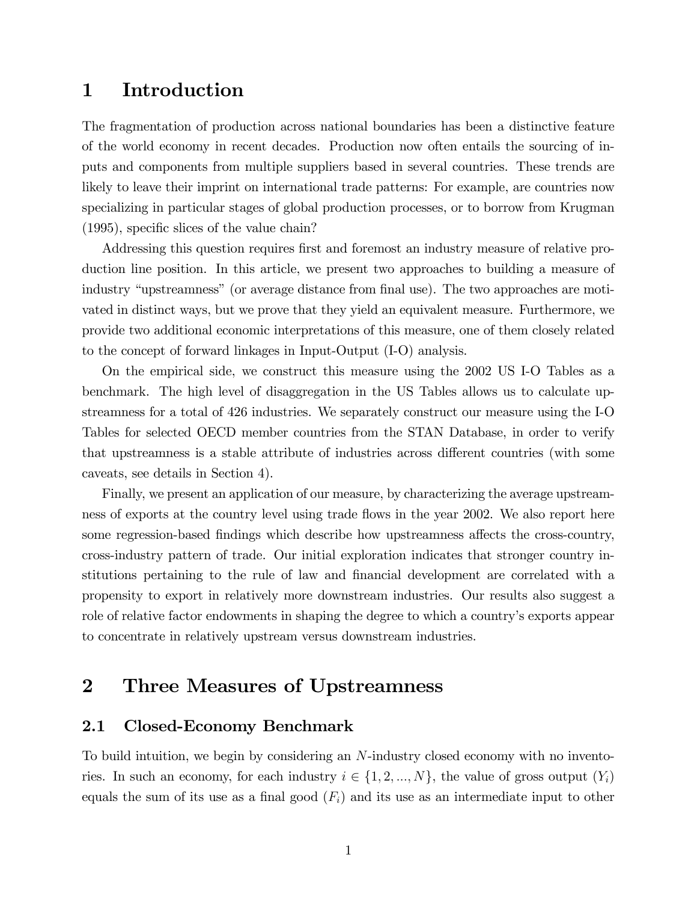# 1 Introduction

The fragmentation of production across national boundaries has been a distinctive feature of the world economy in recent decades. Production now often entails the sourcing of inputs and components from multiple suppliers based in several countries. These trends are likely to leave their imprint on international trade patterns: For example, are countries now specializing in particular stages of global production processes, or to borrow from Krugman (1995), specific slices of the value chain?

Addressing this question requires first and foremost an industry measure of relative production line position. In this article, we present two approaches to building a measure of industry "upstreamness" (or average distance from final use). The two approaches are motivated in distinct ways, but we prove that they yield an equivalent measure. Furthermore, we provide two additional economic interpretations of this measure, one of them closely related to the concept of forward linkages in Input-Output (I-O) analysis.

On the empirical side, we construct this measure using the 2002 US I-O Tables as a benchmark. The high level of disaggregation in the US Tables allows us to calculate upstreamness for a total of 426 industries. We separately construct our measure using the I-O Tables for selected OECD member countries from the STAN Database, in order to verify that upstreamness is a stable attribute of industries across different countries (with some caveats, see details in Section 4).

Finally, we present an application of our measure, by characterizing the average upstreamness of exports at the country level using trade flows in the year 2002. We also report here some regression-based findings which describe how upstreamness affects the cross-country, cross-industry pattern of trade. Our initial exploration indicates that stronger country institutions pertaining to the rule of law and financial development are correlated with a propensity to export in relatively more downstream industries. Our results also suggest a role of relative factor endowments in shaping the degree to which a country's exports appear to concentrate in relatively upstream versus downstream industries.

# 2 Three Measures of Upstreamness

## 2.1 Closed-Economy Benchmark

To build intuition, we begin by considering an $N$-industry closed economy with no inventories. In such an economy, for each industry $i \in \{1, 2, ..., N\}$, the value of gross output ($Y_i$) equals the sum of its use as a final good ($F_i$) and its use as an intermediate input to other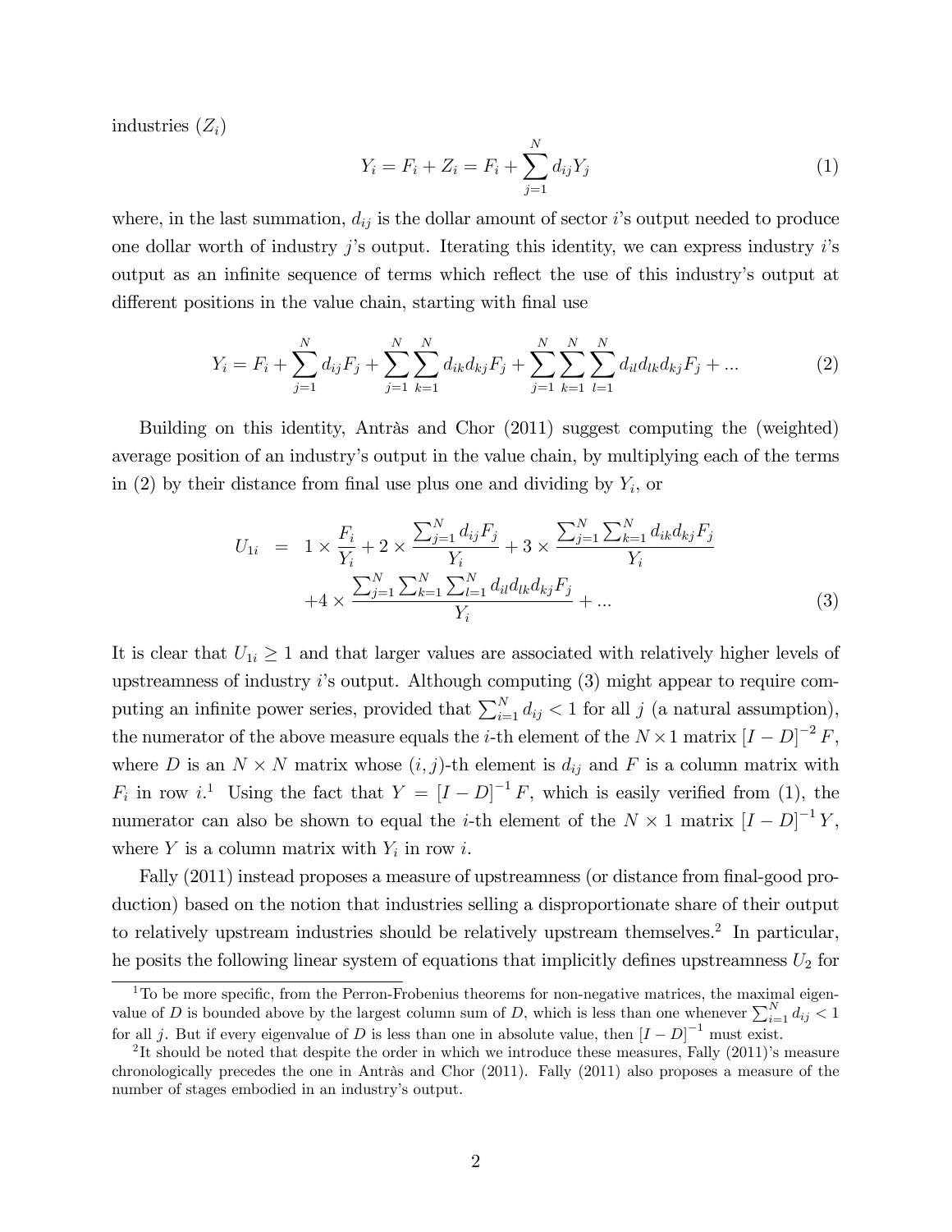industries ($Z_i$)

$$Y_i = F_i + Z_i = F_i + \sum_{j=1}^{N} d_{ij} Y_j \tag{1}$$

where, in the last summation, $d_{ij}$ is the dollar amount of sector $i$'s output needed to produce one dollar worth of industry $j$'s output. Iterating this identity, we can express industry $i$'s output as an infinite sequence of terms which reflect the use of this industry's output at different positions in the value chain, starting with final use

$$Y_i = F_i + \sum_{j=1}^{N} d_{ij} F_j + \sum_{j=1}^{N} \sum_{k=1}^{N} d_{ik} d_{kj} F_j + \sum_{j=1}^{N} \sum_{k=1}^{N} \sum_{l=1}^{N} d_{il} d_{lk} d_{kj} F_j + ... \tag{2}$$

Building on this identity, Antràs and Chor (2011) suggest computing the (weighted) average position of an industry's output in the value chain, by multiplying each of the terms in (2) by their distance from final use plus one and dividing by $Y_i$, or

$$\begin{aligned} U_{1i} &= 1 \times \frac{F_i}{Y_i} + 2 \times \frac{\sum_{j=1}^{N} d_{ij} F_j}{Y_i} + 3 \times \frac{\sum_{j=1}^{N} \sum_{k=1}^{N} d_{ik} d_{kj} F_j}{Y_i} \\ &\quad + 4 \times \frac{\sum_{j=1}^{N} \sum_{k=1}^{N} \sum_{l=1}^{N} d_{il} d_{lk} d_{kj} F_j}{Y_i} + ... \end{aligned} \tag{3}$$

It is clear that $U_{1i} \geq 1$ and that larger values are associated with relatively higher levels of upstreamness of industry $i$'s output. Although computing (3) might appear to require computing an infinite power series, provided that $\sum_{i=1}^{N} d_{ij} < 1$ for all $j$ (a natural assumption), the numerator of the above measure equals the $i$-th element of the $N \times 1$ matrix $[I - D]^{-2} F$, where $D$ is an $N \times N$ matrix whose $(i, j)$-th element is $d_{ij}$ and $F$ is a column matrix with $F_i$ in row $i$.[1] Using the fact that $Y = [I - D]^{-1} F$, which is easily verified from (1), the numerator can also be shown to equal the $i$-th element of the $N \times 1$ matrix $[I - D]^{-1} Y$, where $Y$ is a column matrix with $Y_i$ in row $i$.

Fally (2011) instead proposes a measure of upstreamness (or distance from final-good production) based on the notion that industries selling a disproportionate share of their output to relatively upstream industries should be relatively upstream themselves.[2] In particular, he posits the following linear system of equations that implicitly defines upstreamness $U_2$ for

---

[1] To be more specific, from the Perron-Frobenius theorems for non-negative matrices, the maximal eigenvalue of $D$ is bounded above by the largest column sum of $D$, which is less than one whenever $\sum_{i=1}^{N} d_{ij} < 1$ for all $j$. But if every eigenvalue of $D$ is less than one in absolute value, then $[I - D]^{-1}$ must exist.

[2] It should be noted that despite the order in which we introduce these measures, Fally (2011)'s measure chronologically precedes the one in Antràs and Chor (2011). Fally (2011) also proposes a measure of the number of stages embodied in an industry's output.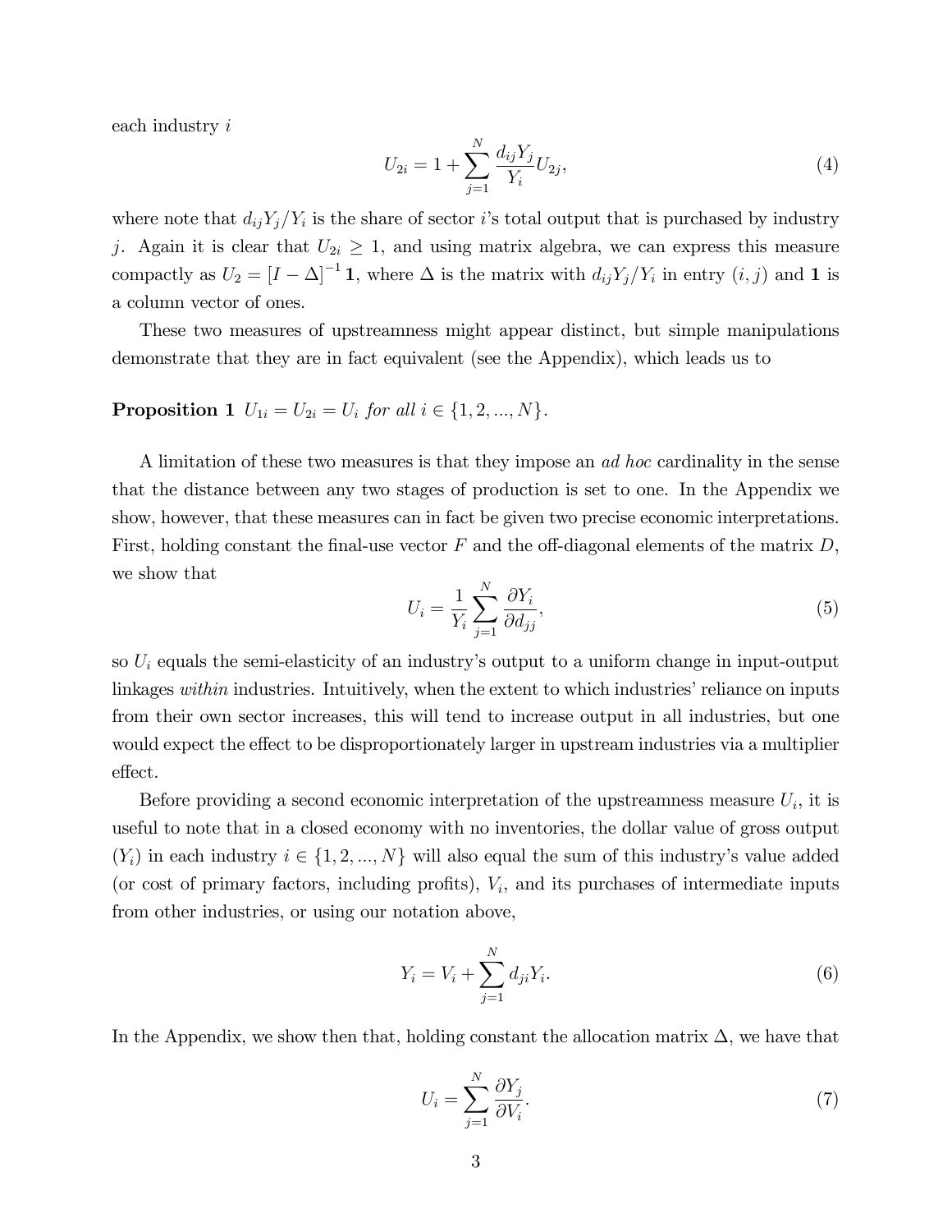each industry $i$

$$U_{2i} = 1 + \sum_{j=1}^{N} \frac{d_{ij} Y_j}{Y_i} U_{2j}, \tag{4}$$

where note that $d_{ij}Y_j/Y_i$ is the share of sector $i$'s total output that is purchased by industry $j$. Again it is clear that $U_{2i} \geq 1$, and using matrix algebra, we can express this measure compactly as $U_2 = [I - \Delta]^{-1} \mathbf{1}$, where $\Delta$ is the matrix with $d_{ij}Y_j/Y_i$ in entry $(i, j)$ and $\mathbf{1}$ is a column vector of ones.

These two measures of upstreamness might appear distinct, but simple manipulations demonstrate that they are in fact equivalent (see the Appendix), which leads us to

**Proposition 1** *$U_{1i} = U_{2i} = U_i$ for all $i \in \{1, 2, ..., N\}$.*

A limitation of these two measures is that they impose an *ad hoc* cardinality in the sense that the distance between any two stages of production is set to one. In the Appendix we show, however, that these measures can in fact be given two precise economic interpretations. First, holding constant the final-use vector $F$ and the off-diagonal elements of the matrix $D$, we show that

$$U_i = \frac{1}{Y_i} \sum_{j=1}^{N} \frac{\partial Y_i}{\partial d_{jj}}, \tag{5}$$

so $U_i$ equals the semi-elasticity of an industry's output to a uniform change in input-output linkages *within* industries. Intuitively, when the extent to which industries' reliance on inputs from their own sector increases, this will tend to increase output in all industries, but one would expect the effect to be disproportionately larger in upstream industries via a multiplier effect.

Before providing a second economic interpretation of the upstreamness measure $U_i$, it is useful to note that in a closed economy with no inventories, the dollar value of gross output ($Y_i$) in each industry $i \in \{1, 2, ..., N\}$ will also equal the sum of this industry's value added (or cost of primary factors, including profits), $V_i$, and its purchases of intermediate inputs from other industries, or using our notation above,

$$Y_i = V_i + \sum_{j=1}^{N} d_{ji} Y_i. \tag{6}$$

In the Appendix, we show then that, holding constant the allocation matrix $\Delta$, we have that

$$U_i = \sum_{j=1}^{N} \frac{\partial Y_j}{\partial V_i}. \tag{7}$$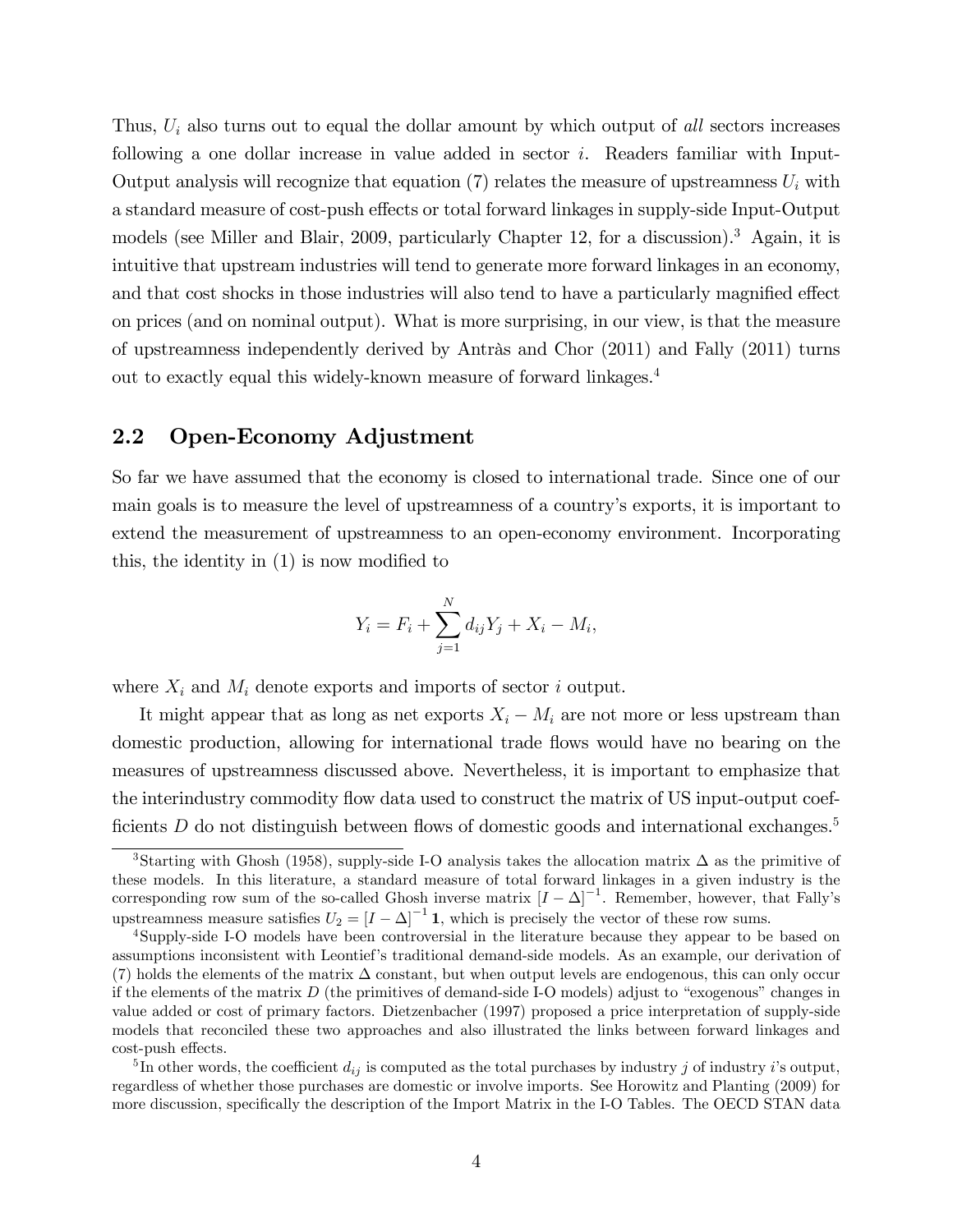Thus, $U_i$ also turns out to equal the dollar amount by which output of *all* sectors increases following a one dollar increase in value added in sector $i$. Readers familiar with Input-Output analysis will recognize that equation (7) relates the measure of upstreamness $U_i$ with a standard measure of cost-push effects or total forward linkages in supply-side Input-Output models (see Miller and Blair, 2009, particularly Chapter 12, for a discussion).[3] Again, it is intuitive that upstream industries will tend to generate more forward linkages in an economy, and that cost shocks in those industries will also tend to have a particularly magnified effect on prices (and on nominal output). What is more surprising, in our view, is that the measure of upstreamness independently derived by Antràs and Chor (2011) and Fally (2011) turns out to exactly equal this widely-known measure of forward linkages.[4]

## 2.2 Open-Economy Adjustment

So far we have assumed that the economy is closed to international trade. Since one of our main goals is to measure the level of upstreamness of a country's exports, it is important to extend the measurement of upstreamness to an open-economy environment. Incorporating this, the identity in (1) is now modified to

$$Y_i = F_i + \sum_{j=1}^{N} d_{ij} Y_j + X_i - M_i,$$

where $X_i$ and $M_i$ denote exports and imports of sector $i$ output.

It might appear that as long as net exports $X_i - M_i$ are not more or less upstream than domestic production, allowing for international trade flows would have no bearing on the measures of upstreamness discussed above. Nevertheless, it is important to emphasize that the interindustry commodity flow data used to construct the matrix of US input-output coefficients $D$ do not distinguish between flows of domestic goods and international exchanges.[5]

[3] Starting with Ghosh (1958), supply-side I-O analysis takes the allocation matrix $\Delta$ as the primitive of these models. In this literature, a standard measure of total forward linkages in a given industry is the corresponding row sum of the so-called Ghosh inverse matrix $[I - \Delta]^{-1}$. Remember, however, that Fally's upstreamness measure satisfies $U_2 = [I - \Delta]^{-1} \mathbf{1}$, which is precisely the vector of these row sums.

[4] Supply-side I-O models have been controversial in the literature because they appear to be based on assumptions inconsistent with Leontief's traditional demand-side models. As an example, our derivation of (7) holds the elements of the matrix $\Delta$ constant, but when output levels are endogenous, this can only occur if the elements of the matrix $D$ (the primitives of demand-side I-O models) adjust to "exogenous" changes in value added or cost of primary factors. Dietzenbacher (1997) proposed a price interpretation of supply-side models that reconciled these two approaches and also illustrated the links between forward linkages and cost-push effects.

[5] In other words, the coefficient $d_{ij}$ is computed as the total purchases by industry $j$ of industry $i$'s output, regardless of whether those purchases are domestic or involve imports. See Horowitz and Planting (2009) for more discussion, specifically the description of the Import Matrix in the I-O Tables. The OECD STAN data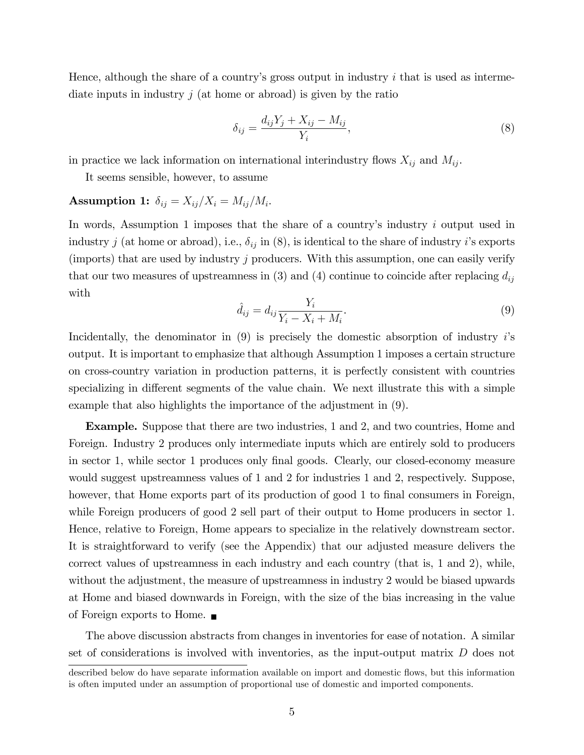Hence, although the share of a country's gross output in industry $i$ that is used as intermediate inputs in industry $j$ (at home or abroad) is given by the ratio

$$\delta_{ij} = \frac{d_{ij}Y_j + X_{ij} - M_{ij}}{Y_i}, \tag{8}$$

in practice we lack information on international interindustry flows $X_{ij}$ and $M_{ij}$.

It seems sensible, however, to assume

**Assumption 1:** $\delta_{ij} = X_{ij}/X_i = M_{ij}/M_i$.

In words, Assumption 1 imposes that the share of a country's industry $i$ output used in industry $j$ (at home or abroad), i.e., $\delta_{ij}$ in (8), is identical to the share of industry $i$'s exports (imports) that are used by industry $j$ producers. With this assumption, one can easily verify that our two measures of upstreamness in (3) and (4) continue to coincide after replacing $d_{ij}$ with

$$\hat{d}_{ij} = d_{ij}\frac{Y_i}{Y_i - X_i + M_i}. \tag{9}$$

Incidentally, the denominator in (9) is precisely the domestic absorption of industry $i$'s output. It is important to emphasize that although Assumption 1 imposes a certain structure on cross-country variation in production patterns, it is perfectly consistent with countries specializing in different segments of the value chain. We next illustrate this with a simple example that also highlights the importance of the adjustment in (9).

**Example.** Suppose that there are two industries, 1 and 2, and two countries, Home and Foreign. Industry 2 produces only intermediate inputs which are entirely sold to producers in sector 1, while sector 1 produces only final goods. Clearly, our closed-economy measure would suggest upstreamness values of 1 and 2 for industries 1 and 2, respectively. Suppose, however, that Home exports part of its production of good 1 to final consumers in Foreign, while Foreign producers of good 2 sell part of their output to Home producers in sector 1. Hence, relative to Foreign, Home appears to specialize in the relatively downstream sector. It is straightforward to verify (see the Appendix) that our adjusted measure delivers the correct values of upstreamness in each industry and each country (that is, 1 and 2), while, without the adjustment, the measure of upstreamness in industry 2 would be biased upwards at Home and biased downwards in Foreign, with the size of the bias increasing in the value of Foreign exports to Home. ■

The above discussion abstracts from changes in inventories for ease of notation. A similar set of considerations is involved with inventories, as the input-output matrix $D$ does not

described below do have separate information available on import and domestic flows, but this information is often imputed under an assumption of proportional use of domestic and imported components.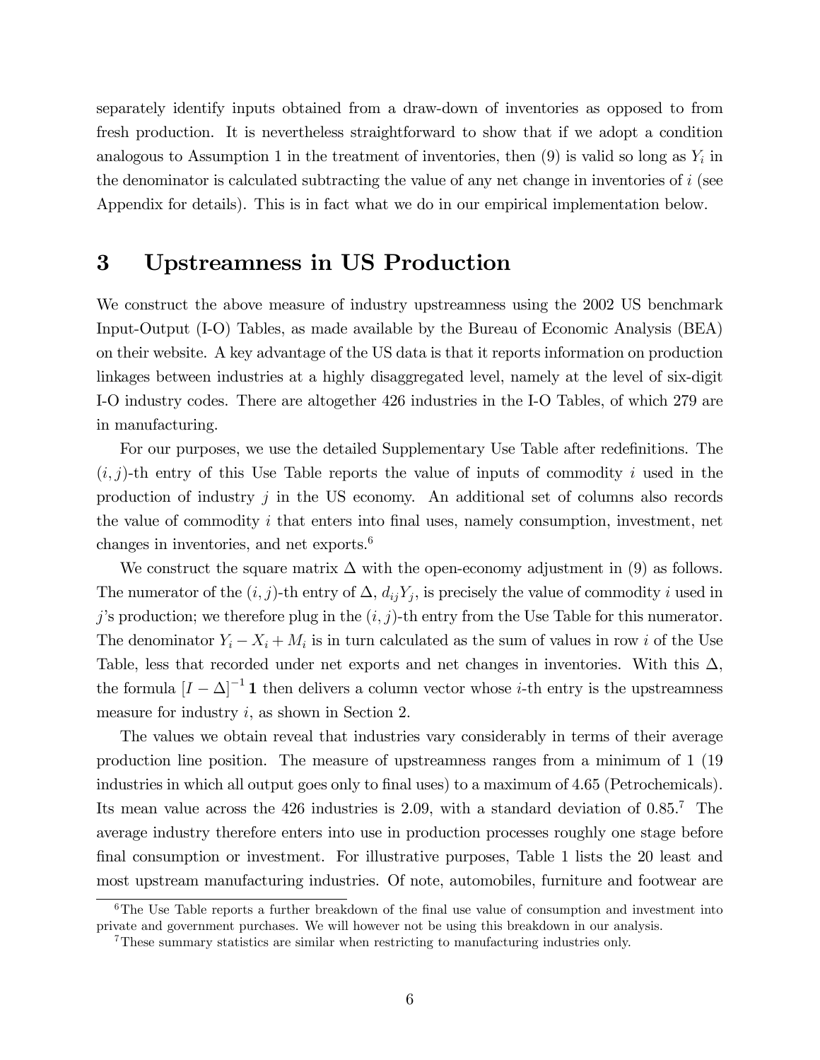separately identify inputs obtained from a draw-down of inventories as opposed to from fresh production. It is nevertheless straightforward to show that if we adopt a condition analogous to Assumption 1 in the treatment of inventories, then (9) is valid so long as $Y_i$ in the denominator is calculated subtracting the value of any net change in inventories of $i$ (see Appendix for details). This is in fact what we do in our empirical implementation below.

# 3 Upstreamness in US Production

We construct the above measure of industry upstreamness using the 2002 US benchmark Input-Output (I-O) Tables, as made available by the Bureau of Economic Analysis (BEA) on their website. A key advantage of the US data is that it reports information on production linkages between industries at a highly disaggregated level, namely at the level of six-digit I-O industry codes. There are altogether 426 industries in the I-O Tables, of which 279 are in manufacturing.

For our purposes, we use the detailed Supplementary Use Table after redefinitions. The $(i, j)$-th entry of this Use Table reports the value of inputs of commodity $i$ used in the production of industry $j$ in the US economy. An additional set of columns also records the value of commodity $i$ that enters into final uses, namely consumption, investment, net changes in inventories, and net exports.[6]

We construct the square matrix $\Delta$ with the open-economy adjustment in (9) as follows. The numerator of the $(i, j)$-th entry of $\Delta$, $d_{ij}Y_j$, is precisely the value of commodity $i$ used in $j$'s production; we therefore plug in the $(i, j)$-th entry from the Use Table for this numerator. The denominator $Y_i - X_i + M_i$ is in turn calculated as the sum of values in row $i$ of the Use Table, less that recorded under net exports and net changes in inventories. With this $\Delta$, the formula $[I - \Delta]^{-1} \mathbf{1}$ then delivers a column vector whose $i$-th entry is the upstreamness measure for industry $i$, as shown in Section 2.

The values we obtain reveal that industries vary considerably in terms of their average production line position. The measure of upstreamness ranges from a minimum of 1 (19 industries in which all output goes only to final uses) to a maximum of 4.65 (Petrochemicals). Its mean value across the 426 industries is 2.09, with a standard deviation of 0.85.[7] The average industry therefore enters into use in production processes roughly one stage before final consumption or investment. For illustrative purposes, Table 1 lists the 20 least and most upstream manufacturing industries. Of note, automobiles, furniture and footwear are

[6] The Use Table reports a further breakdown of the final use value of consumption and investment into private and government purchases. We will however not be using this breakdown in our analysis.

[7] These summary statistics are similar when restricting to manufacturing industries only.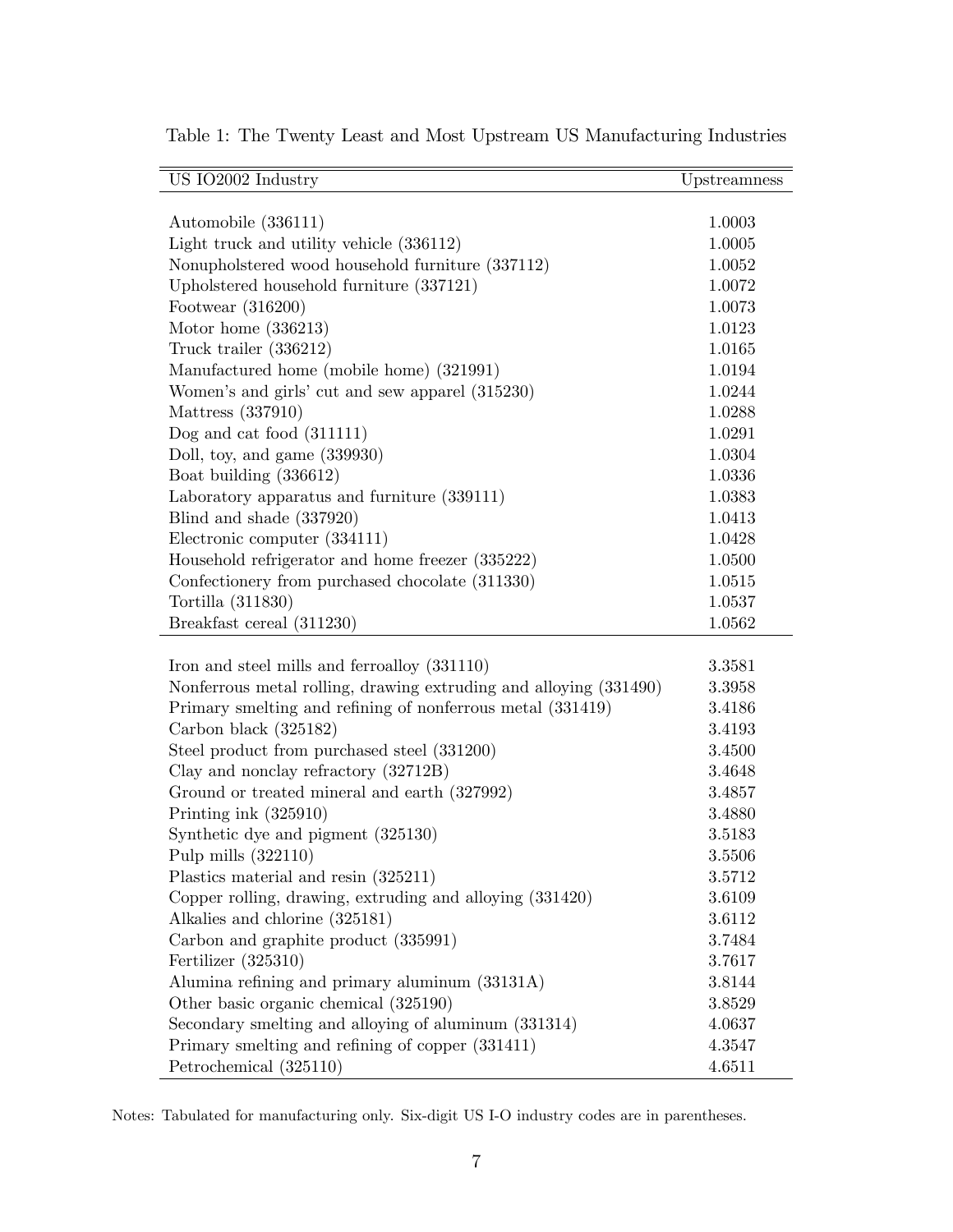Table 1: The Twenty Least and Most Upstream US Manufacturing Industries

| US IO2002 Industry | Upstreamness |
|---|---|
| Automobile (336111) | 1.0003 |
| Light truck and utility vehicle (336112) | 1.0005 |
| Nonupholstered wood household furniture (337112) | 1.0052 |
| Upholstered household furniture (337121) | 1.0072 |
| Footwear (316200) | 1.0073 |
| Motor home (336213) | 1.0123 |
| Truck trailer (336212) | 1.0165 |
| Manufactured home (mobile home) (321991) | 1.0194 |
| Women's and girls' cut and sew apparel (315230) | 1.0244 |
| Mattress (337910) | 1.0288 |
| Dog and cat food (311111) | 1.0291 |
| Doll, toy, and game (339930) | 1.0304 |
| Boat building (336612) | 1.0336 |
| Laboratory apparatus and furniture (339111) | 1.0383 |
| Blind and shade (337920) | 1.0413 |
| Electronic computer (334111) | 1.0428 |
| Household refrigerator and home freezer (335222) | 1.0500 |
| Confectionery from purchased chocolate (311330) | 1.0515 |
| Tortilla (311830) | 1.0537 |
| Breakfast cereal (311230) | 1.0562 |
| Iron and steel mills and ferroalloy (331110) | 3.3581 |
| Nonferrous metal rolling, drawing extruding and alloying (331490) | 3.3958 |
| Primary smelting and refining of nonferrous metal (331419) | 3.4186 |
| Carbon black (325182) | 3.4193 |
| Steel product from purchased steel (331200) | 3.4500 |
| Clay and nonclay refractory (32712B) | 3.4648 |
| Ground or treated mineral and earth (327992) | 3.4857 |
| Printing ink (325910) | 3.4880 |
| Synthetic dye and pigment (325130) | 3.5183 |
| Pulp mills (322110) | 3.5506 |
| Plastics material and resin (325211) | 3.5712 |
| Copper rolling, drawing, extruding and alloying (331420) | 3.6109 |
| Alkalies and chlorine (325181) | 3.6112 |
| Carbon and graphite product (335991) | 3.7484 |
| Fertilizer (325310) | 3.7617 |
| Alumina refining and primary aluminum (33131A) | 3.8144 |
| Other basic organic chemical (325190) | 3.8529 |
| Secondary smelting and alloying of aluminum (331314) | 4.0637 |
| Primary smelting and refining of copper (331411) | 4.3547 |
| Petrochemical (325110) | 4.6511 |

Notes: Tabulated for manufacturing only. Six-digit US I-O industry codes are in parentheses.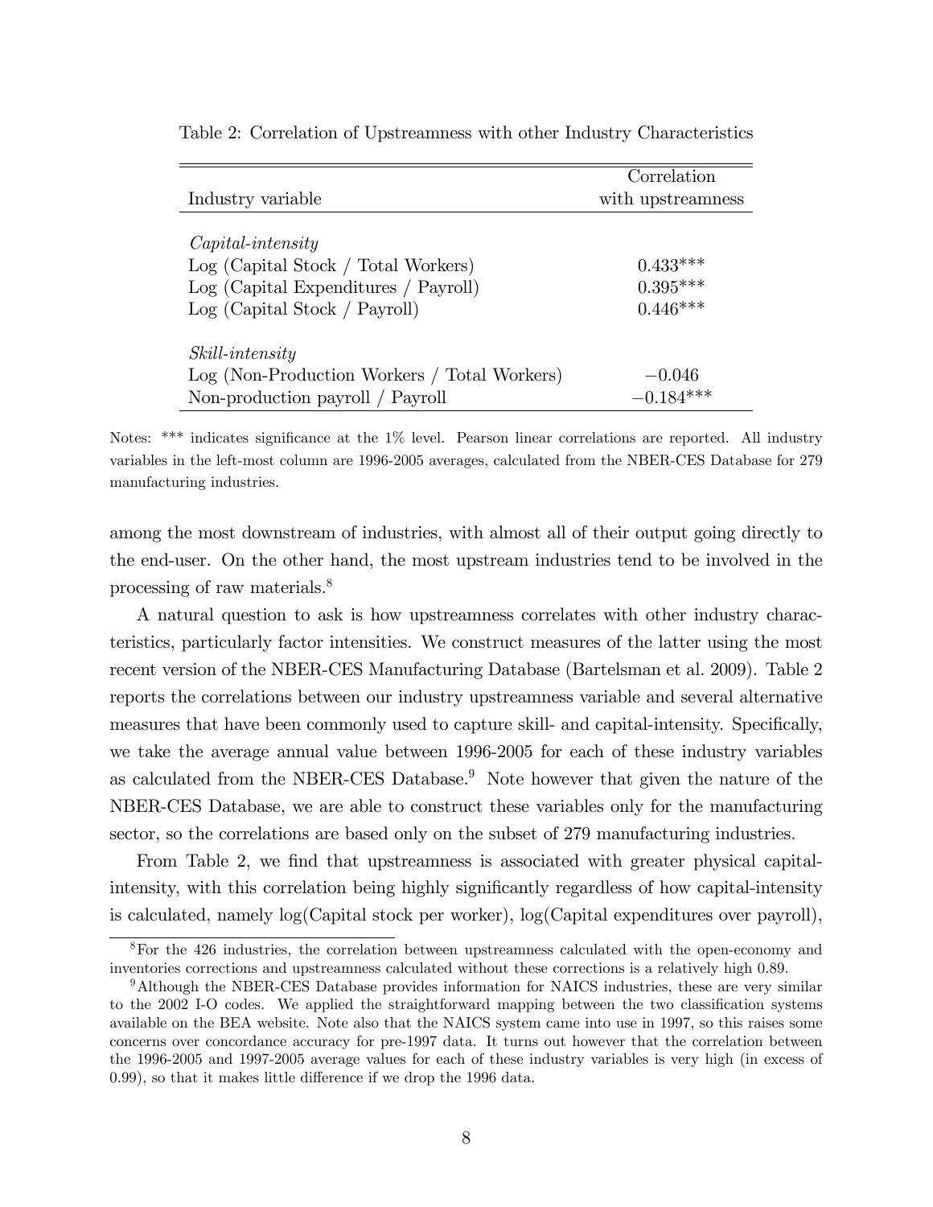Table 2: Correlation of Upstreamness with other Industry Characteristics

| Industry variable | Correlation with upstreamness |
|---|---|
| *Capital-intensity* | |
| Log (Capital Stock / Total Workers) | 0.433*** |
| Log (Capital Expenditures / Payroll) | 0.395*** |
| Log (Capital Stock / Payroll) | 0.446*** |
| *Skill-intensity* | |
| Log (Non-Production Workers / Total Workers) | −0.046 |
| Non-production payroll / Payroll | −0.184*** |

Notes: *** indicates significance at the 1% level. Pearson linear correlations are reported. All industry variables in the left-most column are 1996-2005 averages, calculated from the NBER-CES Database for 279 manufacturing industries.

among the most downstream of industries, with almost all of their output going directly to the end-user. On the other hand, the most upstream industries tend to be involved in the processing of raw materials.[8]

A natural question to ask is how upstreamness correlates with other industry characteristics, particularly factor intensities. We construct measures of the latter using the most recent version of the NBER-CES Manufacturing Database (Bartelsman et al. 2009). Table 2 reports the correlations between our industry upstreamness variable and several alternative measures that have been commonly used to capture skill- and capital-intensity. Specifically, we take the average annual value between 1996-2005 for each of these industry variables as calculated from the NBER-CES Database.[9] Note however that given the nature of the NBER-CES Database, we are able to construct these variables only for the manufacturing sector, so the correlations are based only on the subset of 279 manufacturing industries.

From Table 2, we find that upstreamness is associated with greater physical capital-intensity, with this correlation being highly significantly regardless of how capital-intensity is calculated, namely log(Capital stock per worker), log(Capital expenditures over payroll),

[8] For the 426 industries, the correlation between upstreamness calculated with the open-economy and inventories corrections and upstreamness calculated without these corrections is a relatively high 0.89.

[9] Although the NBER-CES Database provides information for NAICS industries, these are very similar to the 2002 I-O codes. We applied the straightforward mapping between the two classification systems available on the BEA website. Note also that the NAICS system came into use in 1997, so this raises some concerns over concordance accuracy for pre-1997 data. It turns out however that the correlation between the 1996-2005 and 1997-2005 average values for each of these industry variables is very high (in excess of 0.99), so that it makes little difference if we drop the 1996 data.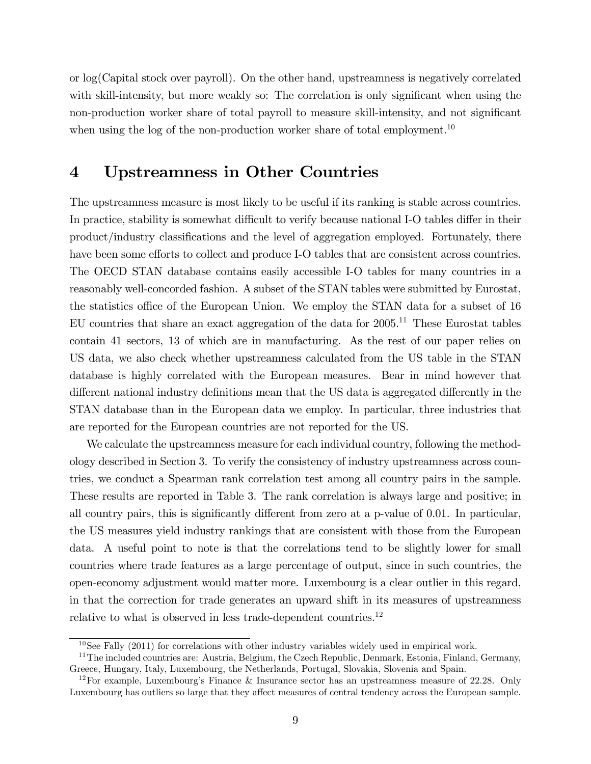or log(Capital stock over payroll). On the other hand, upstreamness is negatively correlated with skill-intensity, but more weakly so: The correlation is only significant when using the non-production worker share of total payroll to measure skill-intensity, and not significant when using the log of the non-production worker share of total employment.[10]

# 4 Upstreamness in Other Countries

The upstreamness measure is most likely to be useful if its ranking is stable across countries. In practice, stability is somewhat difficult to verify because national I-O tables differ in their product/industry classifications and the level of aggregation employed. Fortunately, there have been some efforts to collect and produce I-O tables that are consistent across countries. The OECD STAN database contains easily accessible I-O tables for many countries in a reasonably well-concorded fashion. A subset of the STAN tables were submitted by Eurostat, the statistics office of the European Union. We employ the STAN data for a subset of 16 EU countries that share an exact aggregation of the data for 2005.[11] These Eurostat tables contain 41 sectors, 13 of which are in manufacturing. As the rest of our paper relies on US data, we also check whether upstreamness calculated from the US table in the STAN database is highly correlated with the European measures. Bear in mind however that different national industry definitions mean that the US data is aggregated differently in the STAN database than in the European data we employ. In particular, three industries that are reported for the European countries are not reported for the US.

We calculate the upstreamness measure for each individual country, following the methodology described in Section 3. To verify the consistency of industry upstreamness across countries, we conduct a Spearman rank correlation test among all country pairs in the sample. These results are reported in Table 3. The rank correlation is always large and positive; in all country pairs, this is significantly different from zero at a p-value of 0.01. In particular, the US measures yield industry rankings that are consistent with those from the European data. A useful point to note is that the correlations tend to be slightly lower for small countries where trade features as a large percentage of output, since in such countries, the open-economy adjustment would matter more. Luxembourg is a clear outlier in this regard, in that the correction for trade generates an upward shift in its measures of upstreamness relative to what is observed in less trade-dependent countries.[12]

[10] See Fally (2011) for correlations with other industry variables widely used in empirical work.

[11] The included countries are: Austria, Belgium, the Czech Republic, Denmark, Estonia, Finland, Germany, Greece, Hungary, Italy, Luxembourg, the Netherlands, Portugal, Slovakia, Slovenia and Spain.

[12] For example, Luxembourg's Finance & Insurance sector has an upstreamness measure of 22.28. Only Luxembourg has outliers so large that they affect measures of central tendency across the European sample.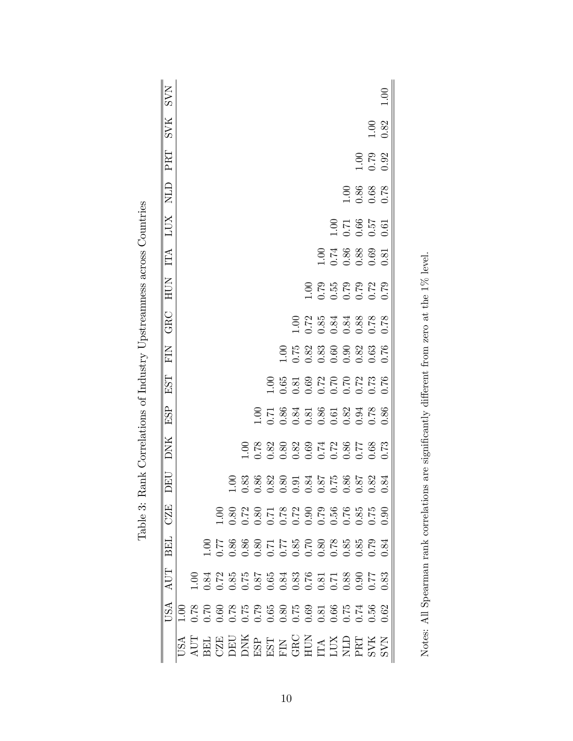Table 3: Rank Correlations of Industry Upstreamness across Countries

| | USA | AUT | BEL | CZE | DEU | DNK | ESP | EST | FIN | GRC | HUN | ITA | LUX | NLD | PRT | SVK | SVN |
|---|---|---|---|---|---|---|---|---|---|---|---|---|---|---|---|---|---|
| USA | 1.00 | | | | | | | | | | | | | | | | |
| AUT | 0.78 | 1.00 | | | | | | | | | | | | | | | |
| BEL | 0.70 | 0.84 | 1.00 | | | | | | | | | | | | | | |
| CZE | 0.60 | 0.72 | 0.77 | 1.00 | | | | | | | | | | | | | |
| DEU | 0.78 | 0.85 | 0.86 | 0.80 | 1.00 | | | | | | | | | | | | |
| DNK | 0.75 | 0.75 | 0.86 | 0.72 | 0.83 | 1.00 | | | | | | | | | | | |
| ESP | 0.79 | 0.87 | 0.80 | 0.80 | 0.86 | 0.78 | 1.00 | | | | | | | | | | |
| EST | 0.65 | 0.65 | 0.71 | 0.71 | 0.82 | 0.82 | 0.71 | 1.00 | | | | | | | | | |
| FIN | 0.80 | 0.84 | 0.77 | 0.78 | 0.80 | 0.80 | 0.86 | 0.65 | 1.00 | | | | | | | | |
| GRC | 0.75 | 0.83 | 0.85 | 0.72 | 0.91 | 0.82 | 0.84 | 0.81 | 0.75 | 1.00 | | | | | | | |
| HUN | 0.69 | 0.76 | 0.70 | 0.90 | 0.84 | 0.69 | 0.81 | 0.69 | 0.82 | 0.72 | 1.00 | | | | | | |
| ITA | 0.81 | 0.81 | 0.80 | 0.79 | 0.87 | 0.74 | 0.86 | 0.72 | 0.83 | 0.85 | 0.79 | 1.00 | | | | | |
| LUX | 0.66 | 0.71 | 0.78 | 0.56 | 0.75 | 0.72 | 0.61 | 0.70 | 0.60 | 0.84 | 0.55 | 0.74 | 1.00 | | | | |
| NLD | 0.75 | 0.88 | 0.85 | 0.76 | 0.86 | 0.86 | 0.82 | 0.70 | 0.90 | 0.84 | 0.79 | 0.86 | 0.71 | 1.00 | | | |
| PRT | 0.74 | 0.90 | 0.85 | 0.85 | 0.87 | 0.77 | 0.94 | 0.72 | 0.82 | 0.88 | 0.79 | 0.88 | 0.66 | 0.86 | 1.00 | | |
| SVK | 0.56 | 0.77 | 0.79 | 0.75 | 0.82 | 0.68 | 0.78 | 0.73 | 0.63 | 0.78 | 0.72 | 0.69 | 0.57 | 0.68 | 0.79 | 1.00 | |
| SVN | 0.62 | 0.83 | 0.84 | 0.90 | 0.84 | 0.73 | 0.86 | 0.76 | 0.76 | 0.78 | 0.79 | 0.81 | 0.61 | 0.78 | 0.92 | 0.82 | 1.00 |

Notes: All Spearman rank correlations are significantly different from zero at the 1% level.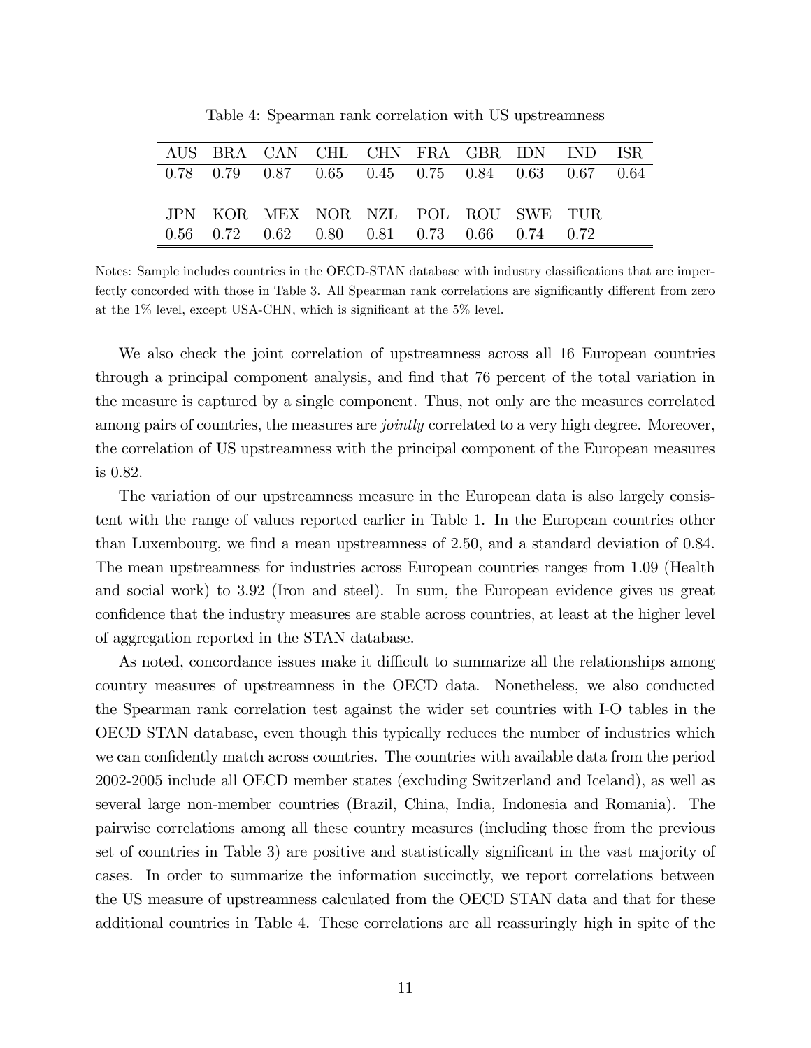Table 4: Spearman rank correlation with US upstreamness

| AUS | BRA | CAN | CHL | CHN | FRA | GBR | IDN | IND | ISR |
|---|---|---|---|---|---|---|---|---|---|
| 0.78 | 0.79 | 0.87 | 0.65 | 0.45 | 0.75 | 0.84 | 0.63 | 0.67 | 0.64 |

| JPN | KOR | MEX | NOR | NZL | POL | ROU | SWE | TUR |
|---|---|---|---|---|---|---|---|---|
| 0.56 | 0.72 | 0.62 | 0.80 | 0.81 | 0.73 | 0.66 | 0.74 | 0.72 |

Notes: Sample includes countries in the OECD-STAN database with industry classifications that are imperfectly concorded with those in Table 3. All Spearman rank correlations are significantly different from zero at the 1% level, except USA-CHN, which is significant at the 5% level.

We also check the joint correlation of upstreamness across all 16 European countries through a principal component analysis, and find that 76 percent of the total variation in the measure is captured by a single component. Thus, not only are the measures correlated among pairs of countries, the measures are *jointly* correlated to a very high degree. Moreover, the correlation of US upstreamness with the principal component of the European measures is 0.82.

The variation of our upstreamness measure in the European data is also largely consistent with the range of values reported earlier in Table 1. In the European countries other than Luxembourg, we find a mean upstreamness of 2.50, and a standard deviation of 0.84. The mean upstreamness for industries across European countries ranges from 1.09 (Health and social work) to 3.92 (Iron and steel). In sum, the European evidence gives us great confidence that the industry measures are stable across countries, at least at the higher level of aggregation reported in the STAN database.

As noted, concordance issues make it difficult to summarize all the relationships among country measures of upstreamness in the OECD data. Nonetheless, we also conducted the Spearman rank correlation test against the wider set countries with I-O tables in the OECD STAN database, even though this typically reduces the number of industries which we can confidently match across countries. The countries with available data from the period 2002-2005 include all OECD member states (excluding Switzerland and Iceland), as well as several large non-member countries (Brazil, China, India, Indonesia and Romania). The pairwise correlations among all these country measures (including those from the previous set of countries in Table 3) are positive and statistically significant in the vast majority of cases. In order to summarize the information succinctly, we report correlations between the US measure of upstreamness calculated from the OECD STAN data and that for these additional countries in Table 4. These correlations are all reassuringly high in spite of the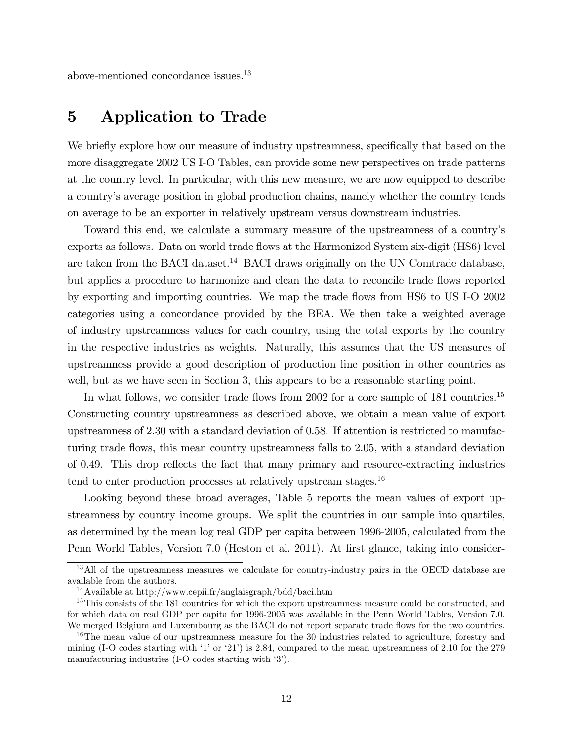above-mentioned concordance issues.[13]

## 5 Application to Trade

We briefly explore how our measure of industry upstreamness, specifically that based on the more disaggregate 2002 US I-O Tables, can provide some new perspectives on trade patterns at the country level. In particular, with this new measure, we are now equipped to describe a country's average position in global production chains, namely whether the country tends on average to be an exporter in relatively upstream versus downstream industries.

Toward this end, we calculate a summary measure of the upstreamness of a country's exports as follows. Data on world trade flows at the Harmonized System six-digit (HS6) level are taken from the BACI dataset.[14] BACI draws originally on the UN Comtrade database, but applies a procedure to harmonize and clean the data to reconcile trade flows reported by exporting and importing countries. We map the trade flows from HS6 to US I-O 2002 categories using a concordance provided by the BEA. We then take a weighted average of industry upstreamness values for each country, using the total exports by the country in the respective industries as weights. Naturally, this assumes that the US measures of upstreamness provide a good description of production line position in other countries as well, but as we have seen in Section 3, this appears to be a reasonable starting point.

In what follows, we consider trade flows from 2002 for a core sample of 181 countries.[15] Constructing country upstreamness as described above, we obtain a mean value of export upstreamness of 2.30 with a standard deviation of 0.58. If attention is restricted to manufacturing trade flows, this mean country upstreamness falls to 2.05, with a standard deviation of 0.49. This drop reflects the fact that many primary and resource-extracting industries tend to enter production processes at relatively upstream stages.[16]

Looking beyond these broad averages, Table 5 reports the mean values of export upstreamness by country income groups. We split the countries in our sample into quartiles, as determined by the mean log real GDP per capita between 1996-2005, calculated from the Penn World Tables, Version 7.0 (Heston et al. 2011). At first glance, taking into consider-

---

[13] All of the upstreamness measures we calculate for country-industry pairs in the OECD database are available from the authors.

[14] Available at http://www.cepii.fr/anglaisgraph/bdd/baci.htm

[15] This consists of the 181 countries for which the export upstreamness measure could be constructed, and for which data on real GDP per capita for 1996-2005 was available in the Penn World Tables, Version 7.0. We merged Belgium and Luxembourg as the BACI do not report separate trade flows for the two countries.

[16] The mean value of our upstreamness measure for the 30 industries related to agriculture, forestry and mining (I-O codes starting with '1' or '21') is 2.84, compared to the mean upstreamness of 2.10 for the 279 manufacturing industries (I-O codes starting with '3').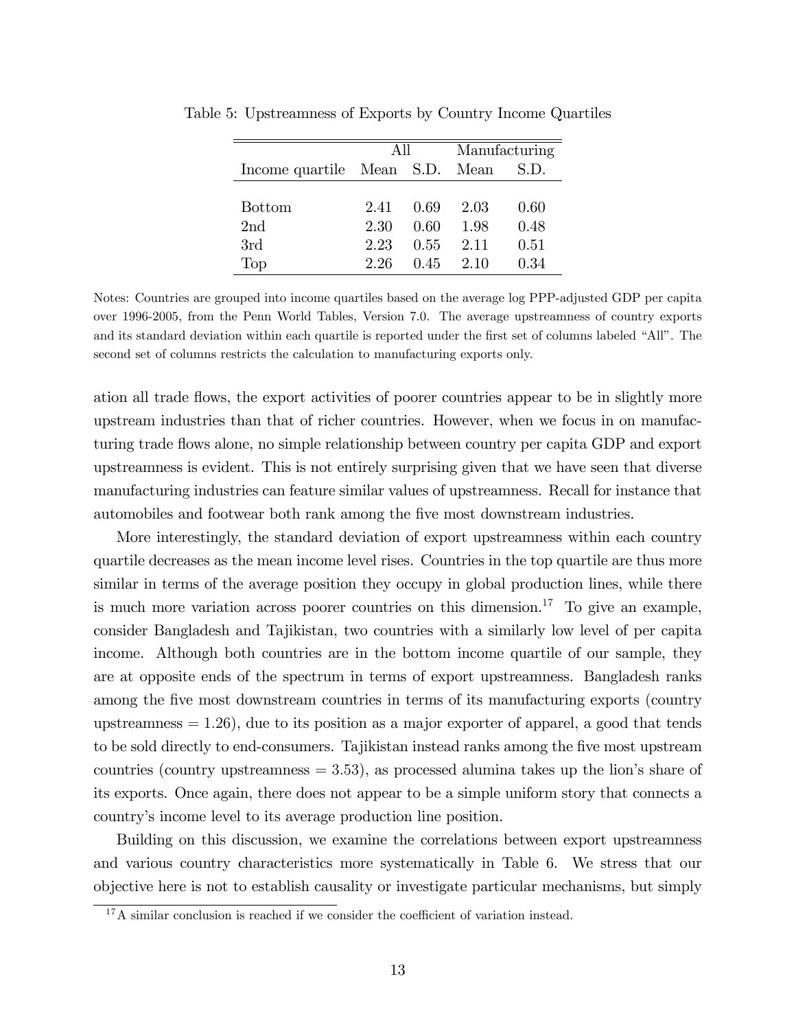Table 5: Upstreamness of Exports by Country Income Quartiles

| | All | | Manufacturing | |
|---|---|---|---|---|
| Income quartile | Mean | S.D. | Mean | S.D. |
| Bottom | 2.41 | 0.69 | 2.03 | 0.60 |
| 2nd | 2.30 | 0.60 | 1.98 | 0.48 |
| 3rd | 2.23 | 0.55 | 2.11 | 0.51 |
| Top | 2.26 | 0.45 | 2.10 | 0.34 |

Notes: Countries are grouped into income quartiles based on the average log PPP-adjusted GDP per capita over 1996-2005, from the Penn World Tables, Version 7.0. The average upstreamness of country exports and its standard deviation within each quartile is reported under the first set of columns labeled "All". The second set of columns restricts the calculation to manufacturing exports only.

ation all trade flows, the export activities of poorer countries appear to be in slightly more upstream industries than that of richer countries. However, when we focus in on manufacturing trade flows alone, no simple relationship between country per capita GDP and export upstreamness is evident. This is not entirely surprising given that we have seen that diverse manufacturing industries can feature similar values of upstreamness. Recall for instance that automobiles and footwear both rank among the five most downstream industries.

More interestingly, the standard deviation of export upstreamness within each country quartile decreases as the mean income level rises. Countries in the top quartile are thus more similar in terms of the average position they occupy in global production lines, while there is much more variation across poorer countries on this dimension.[17] To give an example, consider Bangladesh and Tajikistan, two countries with a similarly low level of per capita income. Although both countries are in the bottom income quartile of our sample, they are at opposite ends of the spectrum in terms of export upstreamness. Bangladesh ranks among the five most downstream countries in terms of its manufacturing exports (country upstreamness = 1.26), due to its position as a major exporter of apparel, a good that tends to be sold directly to end-consumers. Tajikistan instead ranks among the five most upstream countries (country upstreamness = 3.53), as processed alumina takes up the lion's share of its exports. Once again, there does not appear to be a simple uniform story that connects a country's income level to its average production line position.

Building on this discussion, we examine the correlations between export upstreamness and various country characteristics more systematically in Table 6. We stress that our objective here is not to establish causality or investigate particular mechanisms, but simply

[17] A similar conclusion is reached if we consider the coefficient of variation instead.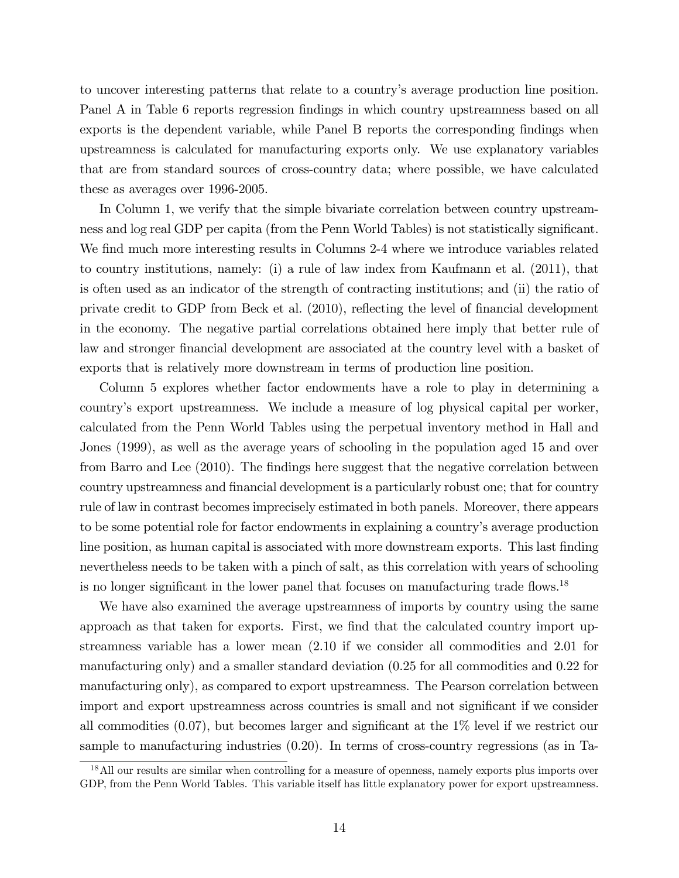to uncover interesting patterns that relate to a country's average production line position. Panel A in Table 6 reports regression findings in which country upstreamness based on all exports is the dependent variable, while Panel B reports the corresponding findings when upstreamness is calculated for manufacturing exports only. We use explanatory variables that are from standard sources of cross-country data; where possible, we have calculated these as averages over 1996-2005.

In Column 1, we verify that the simple bivariate correlation between country upstreamness and log real GDP per capita (from the Penn World Tables) is not statistically significant. We find much more interesting results in Columns 2-4 where we introduce variables related to country institutions, namely: (i) a rule of law index from Kaufmann et al. (2011), that is often used as an indicator of the strength of contracting institutions; and (ii) the ratio of private credit to GDP from Beck et al. (2010), reflecting the level of financial development in the economy. The negative partial correlations obtained here imply that better rule of law and stronger financial development are associated at the country level with a basket of exports that is relatively more downstream in terms of production line position.

Column 5 explores whether factor endowments have a role to play in determining a country's export upstreamness. We include a measure of log physical capital per worker, calculated from the Penn World Tables using the perpetual inventory method in Hall and Jones (1999), as well as the average years of schooling in the population aged 15 and over from Barro and Lee (2010). The findings here suggest that the negative correlation between country upstreamness and financial development is a particularly robust one; that for country rule of law in contrast becomes imprecisely estimated in both panels. Moreover, there appears to be some potential role for factor endowments in explaining a country's average production line position, as human capital is associated with more downstream exports. This last finding nevertheless needs to be taken with a pinch of salt, as this correlation with years of schooling is no longer significant in the lower panel that focuses on manufacturing trade flows.[18]

We have also examined the average upstreamness of imports by country using the same approach as that taken for exports. First, we find that the calculated country import upstreamness variable has a lower mean (2.10 if we consider all commodities and 2.01 for manufacturing only) and a smaller standard deviation (0.25 for all commodities and 0.22 for manufacturing only), as compared to export upstreamness. The Pearson correlation between import and export upstreamness across countries is small and not significant if we consider all commodities (0.07), but becomes larger and significant at the 1% level if we restrict our sample to manufacturing industries (0.20). In terms of cross-country regressions (as in Ta-

[18] All our results are similar when controlling for a measure of openness, namely exports plus imports over GDP, from the Penn World Tables. This variable itself has little explanatory power for export upstreamness.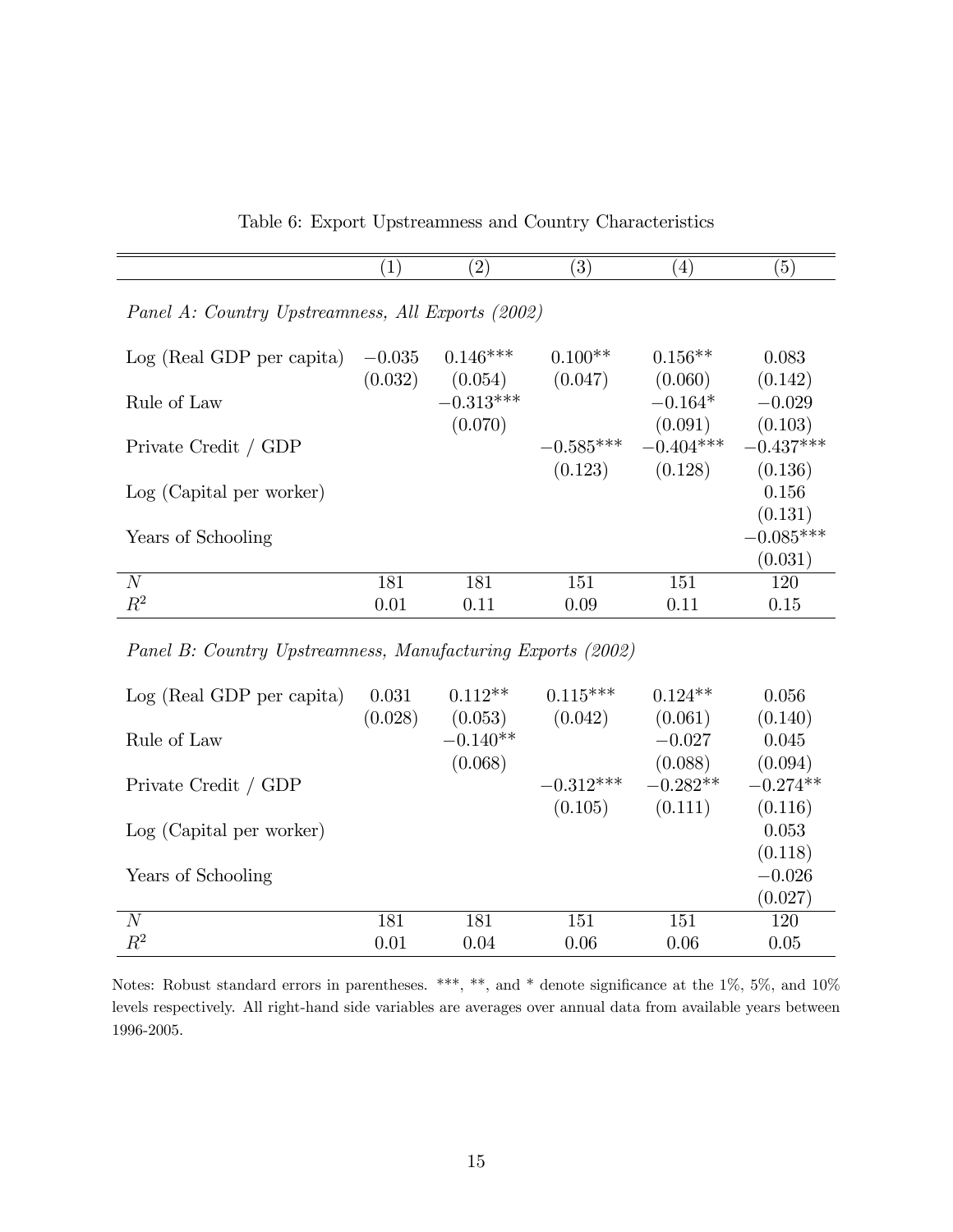Table 6: Export Upstreamness and Country Characteristics

| | (1) | (2) | (3) | (4) | (5) |
|---|---|---|---|---|---|
| *Panel A: Country Upstreamness, All Exports (2002)* | | | | | |
| Log (Real GDP per capita) | −0.035 | 0.146*** | 0.100** | 0.156** | 0.083 |
| | (0.032) | (0.054) | (0.047) | (0.060) | (0.142) |
| Rule of Law | | −0.313*** | | −0.164* | −0.029 |
| | | (0.070) | | (0.091) | (0.103) |
| Private Credit / GDP | | | −0.585*** | −0.404*** | −0.437*** |
| | | | (0.123) | (0.128) | (0.136) |
| Log (Capital per worker) | | | | | 0.156 |
| | | | | | (0.131) |
| Years of Schooling | | | | | −0.085*** |
| | | | | | (0.031) |
| $N$ | 181 | 181 | 151 | 151 | 120 |
| $R^2$ | 0.01 | 0.11 | 0.09 | 0.11 | 0.15 |
| *Panel B: Country Upstreamness, Manufacturing Exports (2002)* | | | | | |
| Log (Real GDP per capita) | 0.031 | 0.112** | 0.115*** | 0.124** | 0.056 |
| | (0.028) | (0.053) | (0.042) | (0.061) | (0.140) |
| Rule of Law | | −0.140** | | −0.027 | 0.045 |
| | | (0.068) | | (0.088) | (0.094) |
| Private Credit / GDP | | | −0.312*** | −0.282** | −0.274** |
| | | | (0.105) | (0.111) | (0.116) |
| Log (Capital per worker) | | | | | 0.053 |
| | | | | | (0.118) |
| Years of Schooling | | | | | −0.026 |
| | | | | | (0.027) |
| $N$ | 181 | 181 | 151 | 151 | 120 |
| $R^2$ | 0.01 | 0.04 | 0.06 | 0.06 | 0.05 |

Notes: Robust standard errors in parentheses. ***, **, and * denote significance at the 1%, 5%, and 10% levels respectively. All right-hand side variables are averages over annual data from available years between 1996-2005.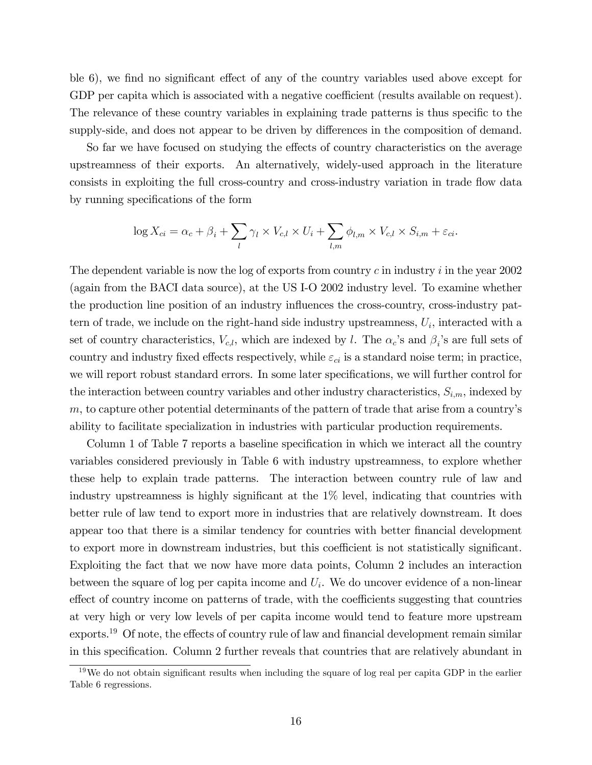ble 6), we find no significant effect of any of the country variables used above except for GDP per capita which is associated with a negative coefficient (results available on request). The relevance of these country variables in explaining trade patterns is thus specific to the supply-side, and does not appear to be driven by differences in the composition of demand.

So far we have focused on studying the effects of country characteristics on the average upstreamness of their exports. An alternatively, widely-used approach in the literature consists in exploiting the full cross-country and cross-industry variation in trade flow data by running specifications of the form

$$\log X_{ci} = \alpha_c + \beta_i + \sum_l \gamma_l \times V_{c,l} \times U_i + \sum_{l,m} \phi_{l,m} \times V_{c,l} \times S_{i,m} + \varepsilon_{ci}.$$

The dependent variable is now the log of exports from country $c$ in industry $i$ in the year 2002 (again from the BACI data source), at the US I-O 2002 industry level. To examine whether the production line position of an industry influences the cross-country, cross-industry pattern of trade, we include on the right-hand side industry upstreamness, $U_i$, interacted with a set of country characteristics, $V_{c,l}$, which are indexed by $l$. The $\alpha_c$'s and $\beta_i$'s are full sets of country and industry fixed effects respectively, while $\varepsilon_{ci}$ is a standard noise term; in practice, we will report robust standard errors. In some later specifications, we will further control for the interaction between country variables and other industry characteristics, $S_{i,m}$, indexed by $m$, to capture other potential determinants of the pattern of trade that arise from a country's ability to facilitate specialization in industries with particular production requirements.

Column 1 of Table 7 reports a baseline specification in which we interact all the country variables considered previously in Table 6 with industry upstreamness, to explore whether these help to explain trade patterns. The interaction between country rule of law and industry upstreamness is highly significant at the 1% level, indicating that countries with better rule of law tend to export more in industries that are relatively downstream. It does appear too that there is a similar tendency for countries with better financial development to export more in downstream industries, but this coefficient is not statistically significant. Exploiting the fact that we now have more data points, Column 2 includes an interaction between the square of log per capita income and $U_i$. We do uncover evidence of a non-linear effect of country income on patterns of trade, with the coefficients suggesting that countries at very high or very low levels of per capita income would tend to feature more upstream exports.[19] Of note, the effects of country rule of law and financial development remain similar in this specification. Column 2 further reveals that countries that are relatively abundant in

[19] We do not obtain significant results when including the square of log real per capita GDP in the earlier Table 6 regressions.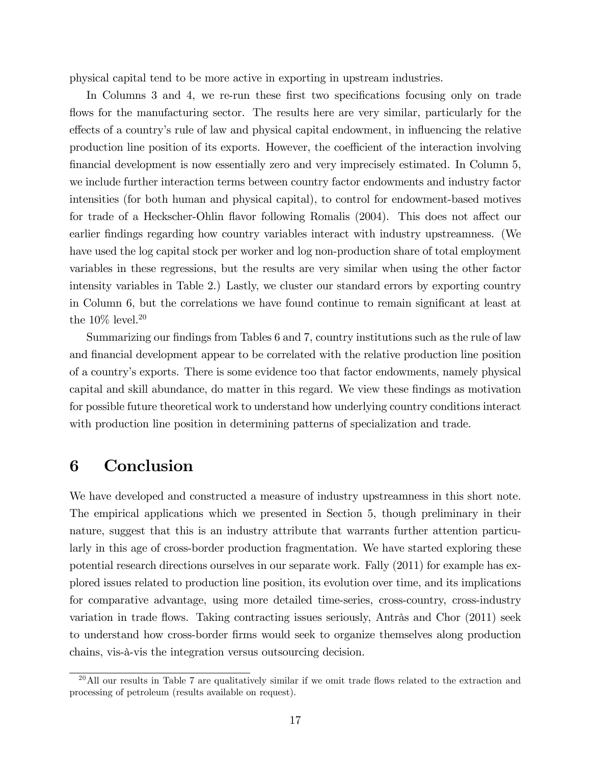physical capital tend to be more active in exporting in upstream industries.

In Columns 3 and 4, we re-run these first two specifications focusing only on trade flows for the manufacturing sector. The results here are very similar, particularly for the effects of a country's rule of law and physical capital endowment, in influencing the relative production line position of its exports. However, the coefficient of the interaction involving financial development is now essentially zero and very imprecisely estimated. In Column 5, we include further interaction terms between country factor endowments and industry factor intensities (for both human and physical capital), to control for endowment-based motives for trade of a Heckscher-Ohlin flavor following Romalis (2004). This does not affect our earlier findings regarding how country variables interact with industry upstreamness. (We have used the log capital stock per worker and log non-production share of total employment variables in these regressions, but the results are very similar when using the other factor intensity variables in Table 2.) Lastly, we cluster our standard errors by exporting country in Column 6, but the correlations we have found continue to remain significant at least at the 10% level.[20]

Summarizing our findings from Tables 6 and 7, country institutions such as the rule of law and financial development appear to be correlated with the relative production line position of a country's exports. There is some evidence too that factor endowments, namely physical capital and skill abundance, do matter in this regard. We view these findings as motivation for possible future theoretical work to understand how underlying country conditions interact with production line position in determining patterns of specialization and trade.

# 6 Conclusion

We have developed and constructed a measure of industry upstreamness in this short note. The empirical applications which we presented in Section 5, though preliminary in their nature, suggest that this is an industry attribute that warrants further attention particularly in this age of cross-border production fragmentation. We have started exploring these potential research directions ourselves in our separate work. Fally (2011) for example has explored issues related to production line position, its evolution over time, and its implications for comparative advantage, using more detailed time-series, cross-country, cross-industry variation in trade flows. Taking contracting issues seriously, Antràs and Chor (2011) seek to understand how cross-border firms would seek to organize themselves along production chains, vis-à-vis the integration versus outsourcing decision.

[20] All our results in Table 7 are qualitatively similar if we omit trade flows related to the extraction and processing of petroleum (results available on request).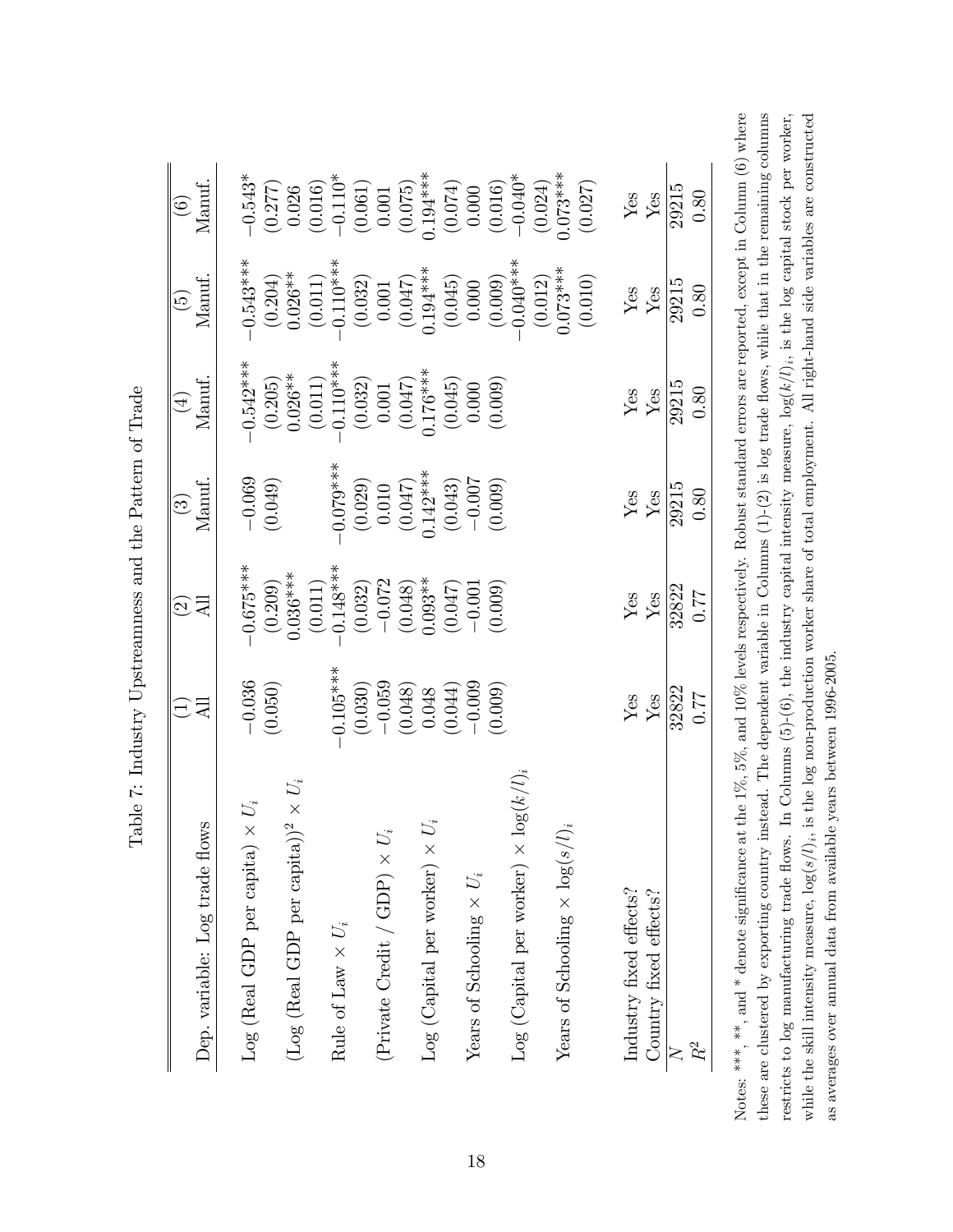Table 7: Industry Upstreamness and the Pattern of Trade

| Dep. variable: Log trade flows | (1) All | (2) All | (3) Manuf. | (4) Manuf. | (5) Manuf. | (6) Manuf. |
|---|---|---|---|---|---|---|
| Log (Real GDP per capita) $\times U_i$ | $-0.036$ | $-0.675$*** | $-0.069$ | $-0.542$*** | $-0.543$*** | $-0.543$* |
| | (0.050) | (0.209) | (0.049) | (0.205) | (0.204) | (0.277) |
| (Log (Real GDP per capita))$^2 \times U_i$ | | 0.036*** | | 0.026** | 0.026** | 0.026 |
| | | (0.011) | | (0.011) | (0.011) | (0.016) |
| Rule of Law $\times U_i$ | $-0.105$*** | $-0.148$*** | $-0.079$*** | $-0.110$*** | $-0.110$*** | $-0.110$* |
| | (0.030) | (0.032) | (0.029) | (0.032) | (0.032) | (0.061) |
| (Private Credit / GDP) $\times U_i$ | $-0.059$ | $-0.072$ | 0.010 | 0.001 | 0.001 | 0.001 |
| | (0.048) | (0.048) | (0.047) | (0.047) | (0.047) | (0.075) |
| Log (Capital per worker) $\times U_i$ | 0.048 | 0.093** | 0.142*** | 0.176*** | 0.194*** | 0.194*** |
| | (0.044) | (0.047) | (0.043) | (0.045) | (0.045) | (0.074) |
| Years of Schooling $\times U_i$ | $-0.009$ | $-0.001$ | $-0.007$ | 0.000 | 0.000 | 0.000 |
| | (0.009) | (0.009) | (0.009) | (0.009) | (0.009) | (0.016) |
| Log (Capital per worker) $\times \log(k/l)_i$ | | | | | $-0.040$*** | $-0.040$* |
| | | | | | (0.012) | (0.024) |
| Years of Schooling $\times \log(s/l)_i$ | | | | | 0.073*** | 0.073*** |
| | | | | | (0.010) | (0.027) |
| Industry fixed effects? | Yes | Yes | Yes | Yes | Yes | Yes |
| Country fixed effects? | Yes | Yes | Yes | Yes | Yes | Yes |
| $N$ | 32822 | 32822 | 29215 | 29215 | 29215 | 29215 |
| $R^2$ | 0.77 | 0.77 | 0.80 | 0.80 | 0.80 | 0.80 |

Notes: ***, **, and * denote significance at the 1%, 5%, and 10% levels respectively. Robust standard errors are reported, except in Column (6) where these are clustered by exporting country instead. The dependent variable in Columns (1)-(2) is log trade flows, while that in the remaining columns restricts to log manufacturing trade flows. In Columns (5)-(6), the industry capital intensity measure, $\log(k/l)_i$, is the log capital stock per worker, while the skill intensity measure, $\log(s/l)_i$, is the log non-production worker share of total employment. All right-hand side variables are constructed as averages over annual data from available years between 1996-2005.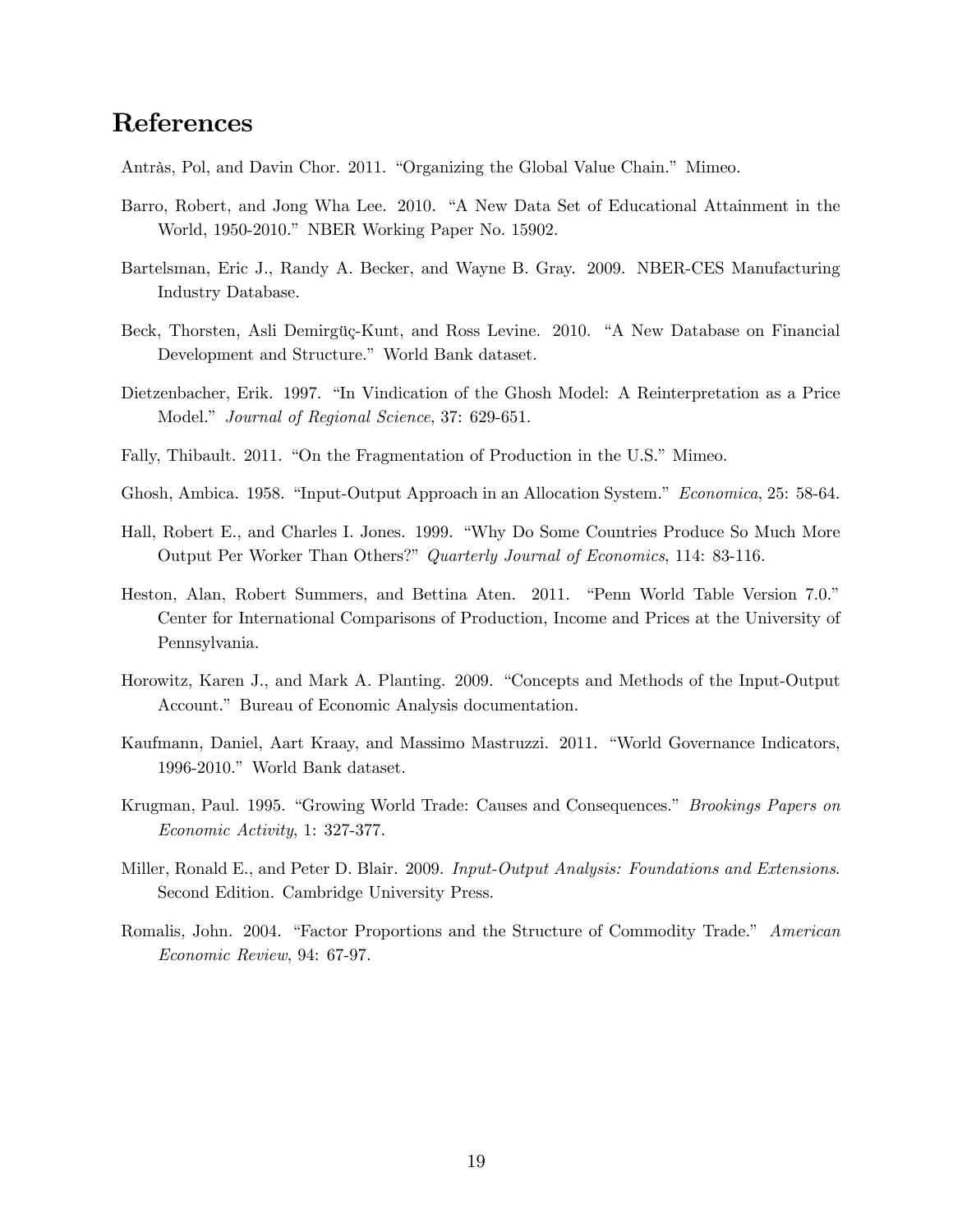# References

Antràs, Pol, and Davin Chor. 2011. "Organizing the Global Value Chain." Mimeo.

Barro, Robert, and Jong Wha Lee. 2010. "A New Data Set of Educational Attainment in the World, 1950-2010." NBER Working Paper No. 15902.

Bartelsman, Eric J., Randy A. Becker, and Wayne B. Gray. 2009. NBER-CES Manufacturing Industry Database.

Beck, Thorsten, Asli Demirgüç-Kunt, and Ross Levine. 2010. "A New Database on Financial Development and Structure." World Bank dataset.

Dietzenbacher, Erik. 1997. "In Vindication of the Ghosh Model: A Reinterpretation as a Price Model." *Journal of Regional Science*, 37: 629-651.

Fally, Thibault. 2011. "On the Fragmentation of Production in the U.S." Mimeo.

Ghosh, Ambica. 1958. "Input-Output Approach in an Allocation System." *Economica*, 25: 58-64.

Hall, Robert E., and Charles I. Jones. 1999. "Why Do Some Countries Produce So Much More Output Per Worker Than Others?" *Quarterly Journal of Economics*, 114: 83-116.

Heston, Alan, Robert Summers, and Bettina Aten. 2011. "Penn World Table Version 7.0." Center for International Comparisons of Production, Income and Prices at the University of Pennsylvania.

Horowitz, Karen J., and Mark A. Planting. 2009. "Concepts and Methods of the Input-Output Account." Bureau of Economic Analysis documentation.

Kaufmann, Daniel, Aart Kraay, and Massimo Mastruzzi. 2011. "World Governance Indicators, 1996-2010." World Bank dataset.

Krugman, Paul. 1995. "Growing World Trade: Causes and Consequences." *Brookings Papers on Economic Activity*, 1: 327-377.

Miller, Ronald E., and Peter D. Blair. 2009. *Input-Output Analysis: Foundations and Extensions*. Second Edition. Cambridge University Press.

Romalis, John. 2004. "Factor Proportions and the Structure of Commodity Trade." *American Economic Review*, 94: 67-97.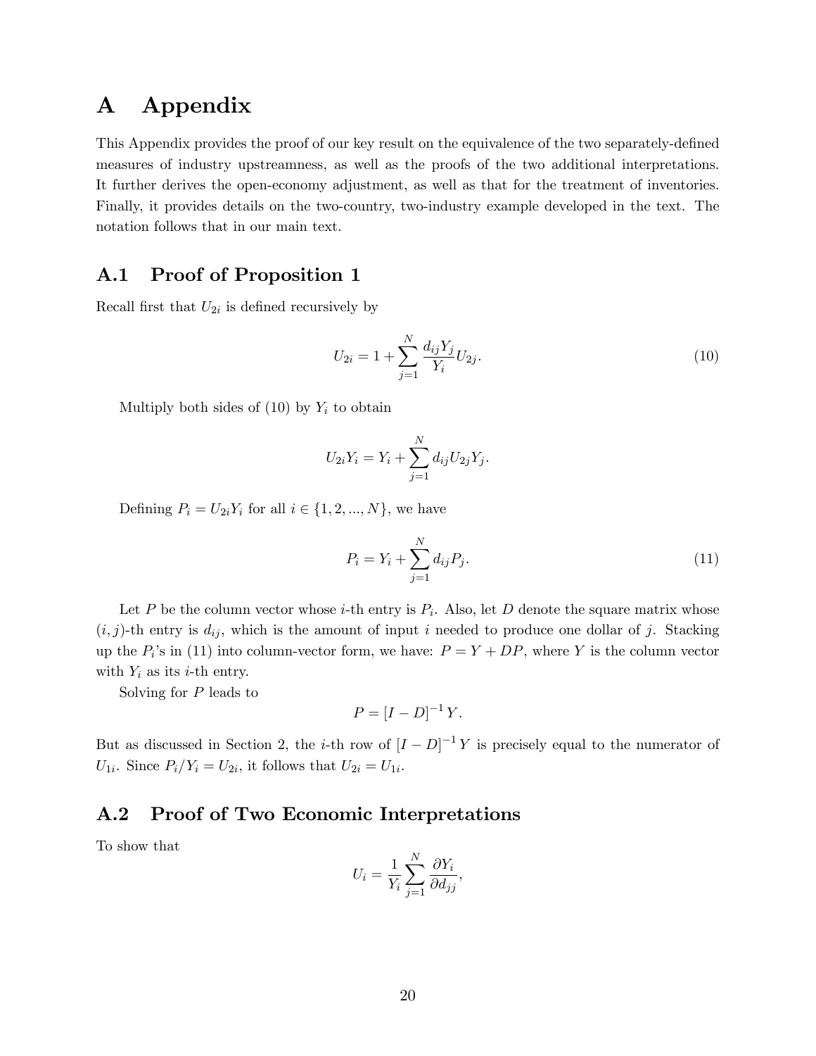# A Appendix

This Appendix provides the proof of our key result on the equivalence of the two separately-defined measures of industry upstreamness, as well as the proofs of the two additional interpretations. It further derives the open-economy adjustment, as well as that for the treatment of inventories. Finally, it provides details on the two-country, two-industry example developed in the text. The notation follows that in our main text.

## A.1 Proof of Proposition 1

Recall first that $U_{2i}$ is defined recursively by

$$U_{2i} = 1 + \sum_{j=1}^{N} \frac{d_{ij} Y_j}{Y_i} U_{2j}. \tag{10}$$

Multiply both sides of (10) by $Y_i$ to obtain

$$U_{2i} Y_i = Y_i + \sum_{j=1}^{N} d_{ij} U_{2j} Y_j.$$

Defining $P_i = U_{2i} Y_i$ for all $i \in \{1, 2, ..., N\}$, we have

$$P_i = Y_i + \sum_{j=1}^{N} d_{ij} P_j. \tag{11}$$

Let $P$ be the column vector whose $i$-th entry is $P_i$. Also, let $D$ denote the square matrix whose $(i, j)$-th entry is $d_{ij}$, which is the amount of input $i$ needed to produce one dollar of $j$. Stacking up the $P_i$'s in (11) into column-vector form, we have: $P = Y + DP$, where $Y$ is the column vector with $Y_i$ as its $i$-th entry.

Solving for $P$ leads to

$$P = [I - D]^{-1} Y.$$

But as discussed in Section 2, the $i$-th row of $[I - D]^{-1} Y$ is precisely equal to the numerator of $U_{1i}$. Since $P_i / Y_i = U_{2i}$, it follows that $U_{2i} = U_{1i}$.

## A.2 Proof of Two Economic Interpretations

To show that

$$U_i = \frac{1}{Y_i} \sum_{j=1}^{N} \frac{\partial Y_i}{\partial d_{jj}},$$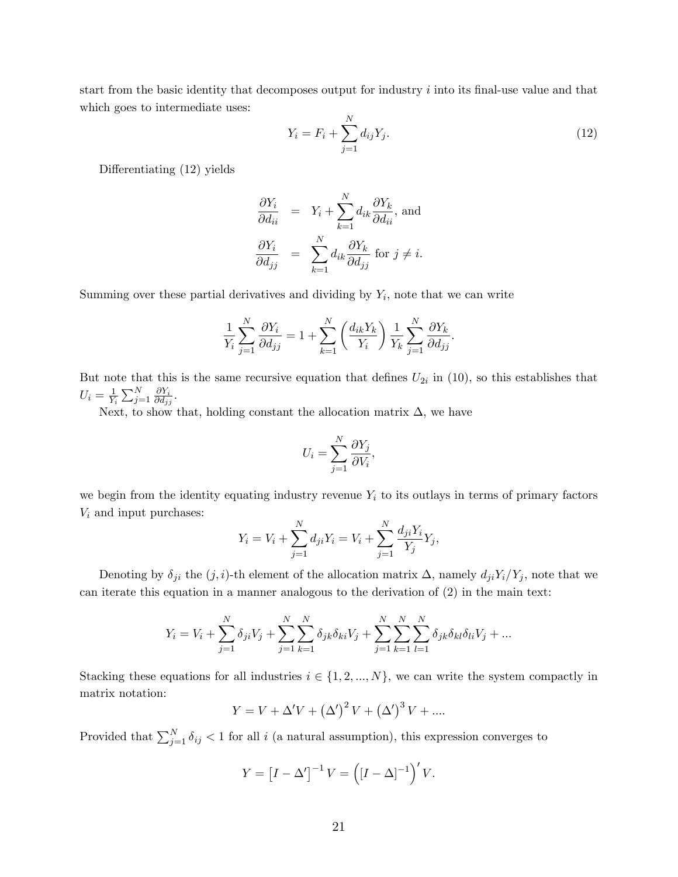start from the basic identity that decomposes output for industry $i$ into its final-use value and that which goes to intermediate uses:

$$Y_i = F_i + \sum_{j=1}^{N} d_{ij} Y_j. \tag{12}$$

Differentiating (12) yields

$$\begin{aligned}
\frac{\partial Y_i}{\partial d_{ii}} &= Y_i + \sum_{k=1}^{N} d_{ik} \frac{\partial Y_k}{\partial d_{ii}}, \text{ and} \\
\frac{\partial Y_i}{\partial d_{jj}} &= \sum_{k=1}^{N} d_{ik} \frac{\partial Y_k}{\partial d_{jj}} \text{ for } j \neq i.
\end{aligned}$$

Summing over these partial derivatives and dividing by $Y_i$, note that we can write

$$\frac{1}{Y_i} \sum_{j=1}^{N} \frac{\partial Y_i}{\partial d_{jj}} = 1 + \sum_{k=1}^{N} \left( \frac{d_{ik} Y_k}{Y_i} \right) \frac{1}{Y_k} \sum_{j=1}^{N} \frac{\partial Y_k}{\partial d_{jj}}.$$

But note that this is the same recursive equation that defines $U_{2i}$ in (10), so this establishes that $U_i = \frac{1}{Y_i} \sum_{j=1}^{N} \frac{\partial Y_i}{\partial d_{jj}}$.

Next, to show that, holding constant the allocation matrix $\Delta$, we have

$$U_i = \sum_{j=1}^{N} \frac{\partial Y_j}{\partial V_i},$$

we begin from the identity equating industry revenue $Y_i$ to its outlays in terms of primary factors $V_i$ and input purchases:

$$Y_i = V_i + \sum_{j=1}^{N} d_{ji} Y_i = V_i + \sum_{j=1}^{N} \frac{d_{ji} Y_i}{Y_j} Y_j,$$

Denoting by $\delta_{ji}$ the $(j,i)$-th element of the allocation matrix $\Delta$, namely $d_{ji} Y_i / Y_j$, note that we can iterate this equation in a manner analogous to the derivation of (2) in the main text:

$$Y_i = V_i + \sum_{j=1}^{N} \delta_{ji} V_j + \sum_{j=1}^{N} \sum_{k=1}^{N} \delta_{jk} \delta_{ki} V_j + \sum_{j=1}^{N} \sum_{k=1}^{N} \sum_{l=1}^{N} \delta_{jk} \delta_{kl} \delta_{li} V_j + \ldots$$

Stacking these equations for all industries $i \in \{1, 2, ..., N\}$, we can write the system compactly in matrix notation:

$$Y = V + \Delta' V + \left(\Delta'\right)^2 V + \left(\Delta'\right)^3 V + \ldots.$$

Provided that $\sum_{j=1}^{N} \delta_{ij} < 1$ for all $i$ (a natural assumption), this expression converges to

$$Y = \left[I - \Delta'\right]^{-1} V = \left(\left[I - \Delta\right]^{-1}\right)' V.$$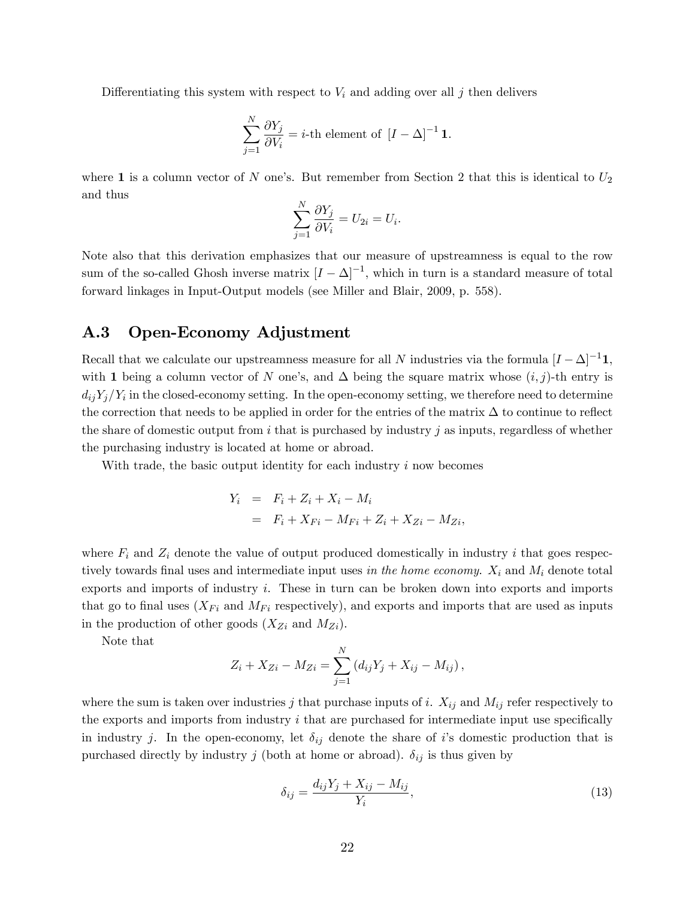Differentiating this system with respect to $V_i$ and adding over all $j$ then delivers

$$\sum_{j=1}^{N} \frac{\partial Y_j}{\partial V_i} = i\text{-th element of } [I - \Delta]^{-1} \mathbf{1}.$$

where $\mathbf{1}$ is a column vector of $N$ one's. But remember from Section 2 that this is identical to $U_2$ and thus

$$\sum_{j=1}^{N} \frac{\partial Y_j}{\partial V_i} = U_{2i} = U_i.$$

Note also that this derivation emphasizes that our measure of upstreamness is equal to the row sum of the so-called Ghosh inverse matrix $[I - \Delta]^{-1}$, which in turn is a standard measure of total forward linkages in Input-Output models (see Miller and Blair, 2009, p. 558).

## A.3 Open-Economy Adjustment

Recall that we calculate our upstreamness measure for all $N$ industries via the formula $[I - \Delta]^{-1}\mathbf{1}$, with $\mathbf{1}$ being a column vector of $N$ one's, and $\Delta$ being the square matrix whose $(i, j)$-th entry is $d_{ij}Y_j/Y_i$ in the closed-economy setting. In the open-economy setting, we therefore need to determine the correction that needs to be applied in order for the entries of the matrix $\Delta$ to continue to reflect the share of domestic output from $i$ that is purchased by industry $j$ as inputs, regardless of whether the purchasing industry is located at home or abroad.

With trade, the basic output identity for each industry $i$ now becomes

$$\begin{aligned} Y_i &= F_i + Z_i + X_i - M_i \\ &= F_i + X_{Fi} - M_{Fi} + Z_i + X_{Zi} - M_{Zi}, \end{aligned}$$

where $F_i$ and $Z_i$ denote the value of output produced domestically in industry $i$ that goes respectively towards final uses and intermediate input uses *in the home economy*. $X_i$ and $M_i$ denote total exports and imports of industry $i$. These in turn can be broken down into exports and imports that go to final uses ($X_{Fi}$ and $M_{Fi}$ respectively), and exports and imports that are used as inputs in the production of other goods ($X_{Zi}$ and $M_{Zi}$).

Note that

$$Z_i + X_{Zi} - M_{Zi} = \sum_{j=1}^{N} \left( d_{ij}Y_j + X_{ij} - M_{ij} \right),$$

where the sum is taken over industries $j$ that purchase inputs of $i$. $X_{ij}$ and $M_{ij}$ refer respectively to the exports and imports from industry $i$ that are purchased for intermediate input use specifically in industry $j$. In the open-economy, let $\delta_{ij}$ denote the share of $i$'s domestic production that is purchased directly by industry $j$ (both at home or abroad). $\delta_{ij}$ is thus given by

$$\delta_{ij} = \frac{d_{ij}Y_j + X_{ij} - M_{ij}}{Y_i}, \tag{13}$$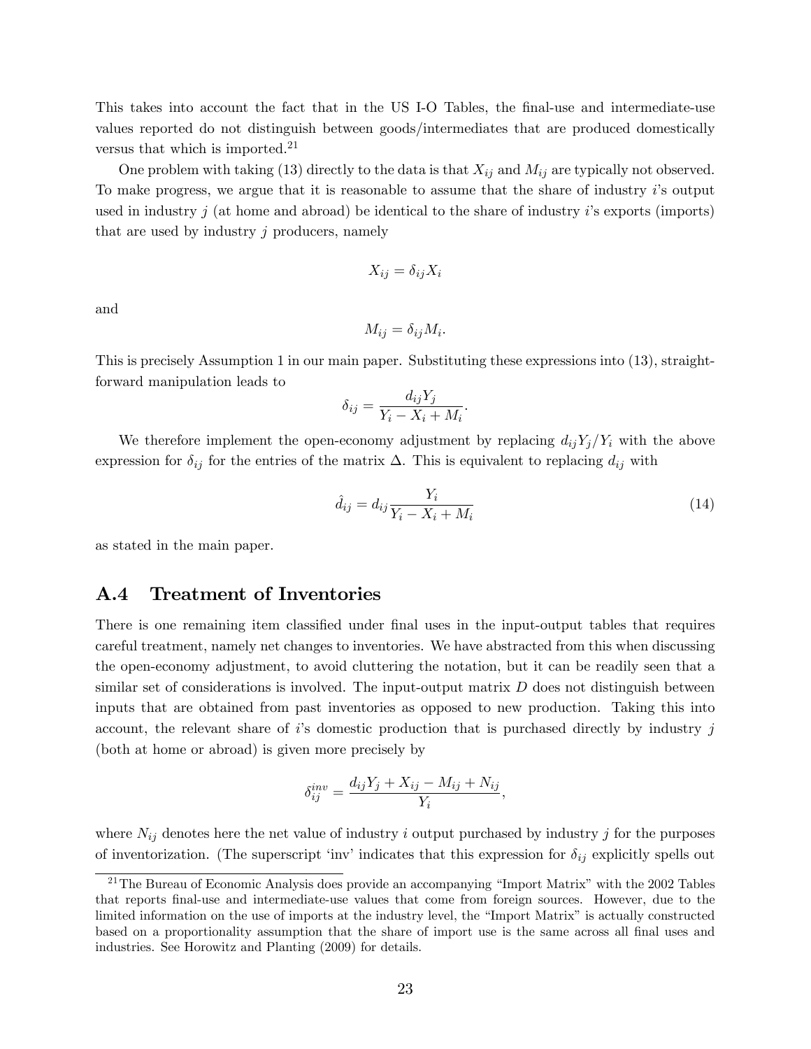This takes into account the fact that in the US I-O Tables, the final-use and intermediate-use values reported do not distinguish between goods/intermediates that are produced domestically versus that which is imported.[21]

One problem with taking (13) directly to the data is that $X_{ij}$ and $M_{ij}$ are typically not observed. To make progress, we argue that it is reasonable to assume that the share of industry $i$'s output used in industry $j$ (at home and abroad) be identical to the share of industry $i$'s exports (imports) that are used by industry $j$ producers, namely

$$X_{ij} = \delta_{ij} X_i$$

and

$$M_{ij} = \delta_{ij} M_i.$$

This is precisely Assumption 1 in our main paper. Substituting these expressions into (13), straightforward manipulation leads to

$$\delta_{ij} = \frac{d_{ij} Y_j}{Y_i - X_i + M_i}.$$

We therefore implement the open-economy adjustment by replacing $d_{ij}Y_j/Y_i$ with the above expression for $\delta_{ij}$ for the entries of the matrix $\Delta$. This is equivalent to replacing $d_{ij}$ with

$$\hat{d}_{ij} = d_{ij} \frac{Y_i}{Y_i - X_i + M_i} \tag{14}$$

as stated in the main paper.

## A.4 Treatment of Inventories

There is one remaining item classified under final uses in the input-output tables that requires careful treatment, namely net changes to inventories. We have abstracted from this when discussing the open-economy adjustment, to avoid cluttering the notation, but it can be readily seen that a similar set of considerations is involved. The input-output matrix $D$ does not distinguish between inputs that are obtained from past inventories as opposed to new production. Taking this into account, the relevant share of $i$'s domestic production that is purchased directly by industry $j$ (both at home or abroad) is given more precisely by

$$\delta_{ij}^{inv} = \frac{d_{ij} Y_j + X_{ij} - M_{ij} + N_{ij}}{Y_i},$$

where $N_{ij}$ denotes here the net value of industry $i$ output purchased by industry $j$ for the purposes of inventorization. (The superscript 'inv' indicates that this expression for $\delta_{ij}$ explicitly spells out

[21] The Bureau of Economic Analysis does provide an accompanying "Import Matrix" with the 2002 Tables that reports final-use and intermediate-use values that come from foreign sources. However, due to the limited information on the use of imports at the industry level, the "Import Matrix" is actually constructed based on a proportionality assumption that the share of import use is the same across all final uses and industries. See Horowitz and Planting (2009) for details.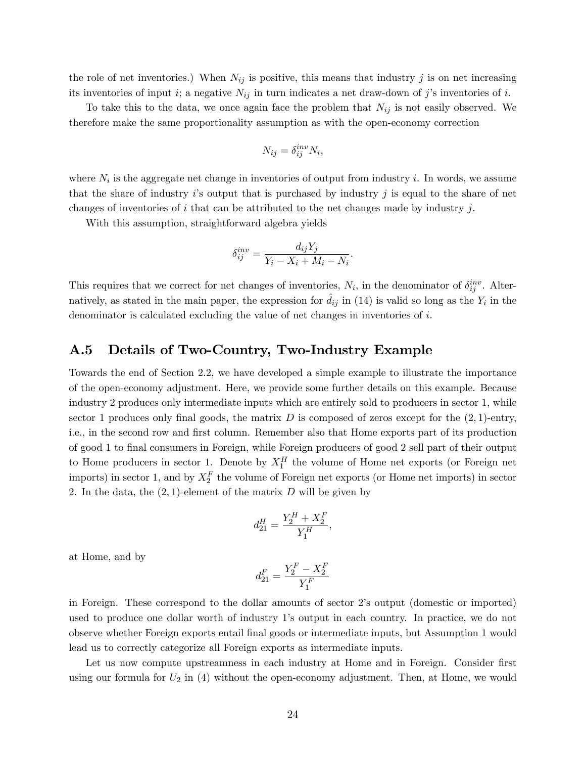the role of net inventories.) When $N_{ij}$ is positive, this means that industry $j$ is on net increasing its inventories of input $i$; a negative $N_{ij}$ in turn indicates a net draw-down of $j$'s inventories of $i$.

To take this to the data, we once again face the problem that $N_{ij}$ is not easily observed. We therefore make the same proportionality assumption as with the open-economy correction

$$N_{ij} = \delta_{ij}^{inv} N_i,$$

where $N_i$ is the aggregate net change in inventories of output from industry $i$. In words, we assume that the share of industry $i$'s output that is purchased by industry $j$ is equal to the share of net changes of inventories of $i$ that can be attributed to the net changes made by industry $j$.

With this assumption, straightforward algebra yields

$$\delta_{ij}^{inv} = \frac{d_{ij} Y_j}{Y_i - X_i + M_i - N_i}.$$

This requires that we correct for net changes of inventories, $N_i$, in the denominator of $\delta_{ij}^{inv}$. Alternatively, as stated in the main paper, the expression for $\hat{d}_{ij}$ in (14) is valid so long as the $Y_i$ in the denominator is calculated excluding the value of net changes in inventories of $i$.

## A.5 Details of Two-Country, Two-Industry Example

Towards the end of Section 2.2, we have developed a simple example to illustrate the importance of the open-economy adjustment. Here, we provide some further details on this example. Because industry 2 produces only intermediate inputs which are entirely sold to producers in sector 1, while sector 1 produces only final goods, the matrix $D$ is composed of zeros except for the $(2,1)$-entry, i.e., in the second row and first column. Remember also that Home exports part of its production of good 1 to final consumers in Foreign, while Foreign producers of good 2 sell part of their output to Home producers in sector 1. Denote by $X_1^H$ the volume of Home net exports (or Foreign net imports) in sector 1, and by $X_2^F$ the volume of Foreign net exports (or Home net imports) in sector 2. In the data, the $(2,1)$-element of the matrix $D$ will be given by

$$d_{21}^H = \frac{Y_2^H + X_2^F}{Y_1^H},$$

at Home, and by

$$d_{21}^F = \frac{Y_2^F - X_2^F}{Y_1^F}$$

in Foreign. These correspond to the dollar amounts of sector 2's output (domestic or imported) used to produce one dollar worth of industry 1's output in each country. In practice, we do not observe whether Foreign exports entail final goods or intermediate inputs, but Assumption 1 would lead us to correctly categorize all Foreign exports as intermediate inputs.

Let us now compute upstreamness in each industry at Home and in Foreign. Consider first using our formula for $U_2$ in (4) without the open-economy adjustment. Then, at Home, we would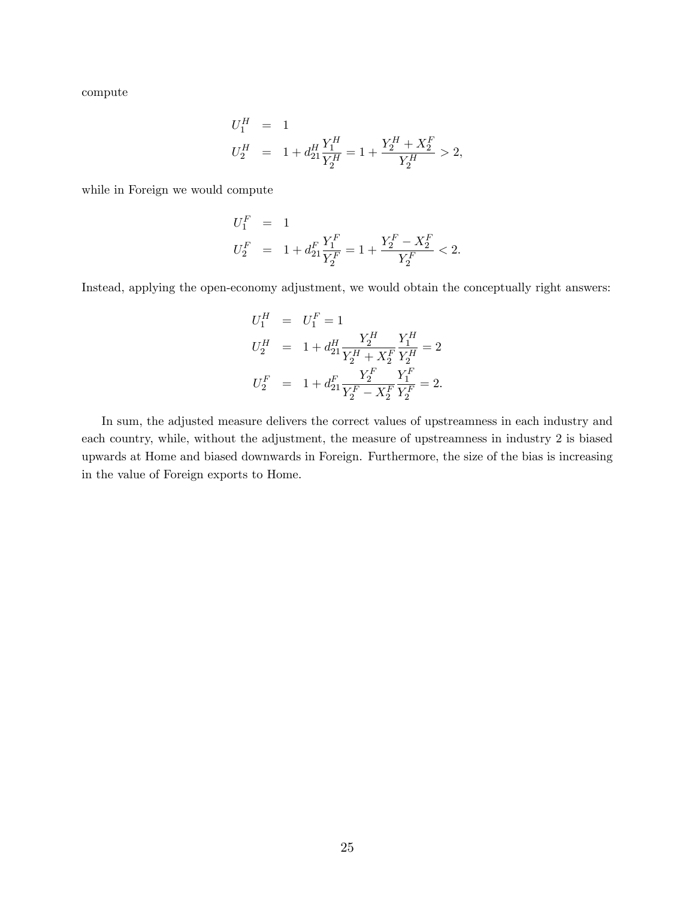compute

$$
\begin{aligned}
U_1^H &= 1 \\
U_2^H &= 1 + d_{21}^H \frac{Y_1^H}{Y_2^H} = 1 + \frac{Y_2^H + X_2^F}{Y_2^H} > 2,
\end{aligned}
$$

while in Foreign we would compute

$$
\begin{aligned}
U_1^F &= 1 \\
U_2^F &= 1 + d_{21}^F \frac{Y_1^F}{Y_2^F} = 1 + \frac{Y_2^F - X_2^F}{Y_2^F} < 2.
\end{aligned}
$$

Instead, applying the open-economy adjustment, we would obtain the conceptually right answers:

$$
\begin{aligned}
U_1^H &= U_1^F = 1 \\
U_2^H &= 1 + d_{21}^H \frac{Y_2^H}{Y_2^H + X_2^F} \frac{Y_1^H}{Y_2^H} = 2 \\
U_2^F &= 1 + d_{21}^F \frac{Y_2^F}{Y_2^F - X_2^F} \frac{Y_1^F}{Y_2^F} = 2.
\end{aligned}
$$

In sum, the adjusted measure delivers the correct values of upstreamness in each industry and each country, while, without the adjustment, the measure of upstreamness in industry 2 is biased upwards at Home and biased downwards in Foreign. Furthermore, the size of the bias is increasing in the value of Foreign exports to Home.